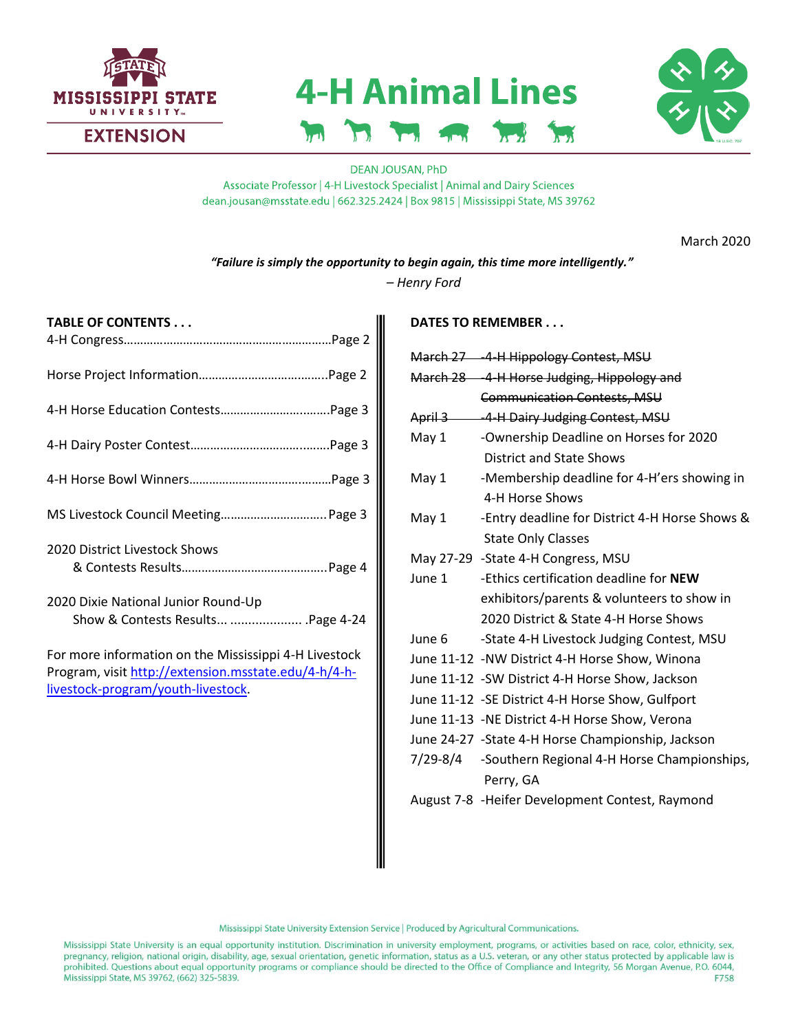# 4-H Animal Lines

MISSISSIPPI STATE UNIVERSITY EXTENSION

DEAN JOUSAN, PhD
Associate Professor | 4-H Livestock Specialist | Animal and Dairy Sciences
dean.jousan@msstate.edu | 662.325.2424 | Box 9815 | Mississippi State, MS 39762

March 2020

***"Failure is simply the opportunity to begin again, this time more intelligently."***
*– Henry Ford*

**TABLE OF CONTENTS . . .**

4-H Congress……………………………………………………Page 2

Horse Project Information………………………………..Page 2

4-H Horse Education Contests…………………………..Page 3

4-H Dairy Poster Contest…………………………………..Page 3

4-H Horse Bowl Winners……………………………………Page 3

MS Livestock Council Meeting………………………….. Page 3

2020 District Livestock Shows
& Contests Results…………………………………….Page 4

2020 Dixie National Junior Round-Up
Show & Contests Results... .................... .Page 4-24

For more information on the Mississippi 4-H Livestock Program, visit [http://extension.msstate.edu/4-h/4-h-livestock-program/youth-livestock](http://extension.msstate.edu/4-h/4-h-livestock-program/youth-livestock).

**DATES TO REMEMBER . . .**

| | |
|---|---|
| ~~March 27~~ | ~~-4-H Hippology Contest, MSU~~ |
| ~~March 28~~ | ~~-4-H Horse Judging, Hippology and Communication Contests, MSU~~ |
| ~~April 3~~ | ~~-4-H Dairy Judging Contest, MSU~~ |
| May 1 | -Ownership Deadline on Horses for 2020 District and State Shows |
| May 1 | -Membership deadline for 4-H'ers showing in 4-H Horse Shows |
| May 1 | -Entry deadline for District 4-H Horse Shows & State Only Classes |
| May 27-29 | -State 4-H Congress, MSU |
| June 1 | -Ethics certification deadline for **NEW** exhibitors/parents & volunteers to show in 2020 District & State 4-H Horse Shows |
| June 6 | -State 4-H Livestock Judging Contest, MSU |
| June 11-12 | -NW District 4-H Horse Show, Winona |
| June 11-12 | -SW District 4-H Horse Show, Jackson |
| June 11-12 | -SE District 4-H Horse Show, Gulfport |
| June 11-13 | -NE District 4-H Horse Show, Verona |
| June 24-27 | -State 4-H Horse Championship, Jackson |
| 7/29-8/4 | -Southern Regional 4-H Horse Championships, Perry, GA |
| August 7-8 | -Heifer Development Contest, Raymond |

Mississippi State University Extension Service | Produced by Agricultural Communications.

Mississippi State University is an equal opportunity institution. Discrimination in university employment, programs, or activities based on race, color, ethnicity, sex, pregnancy, religion, national origin, disability, age, sexual orientation, genetic information, status as a U.S. veteran, or any other status protected by applicable law is prohibited. Questions about equal opportunity programs or compliance should be directed to the Office of Compliance and Integrity, 56 Morgan Avenue, P.O. 6044, Mississippi State, MS 39762, (662) 325-5839. F758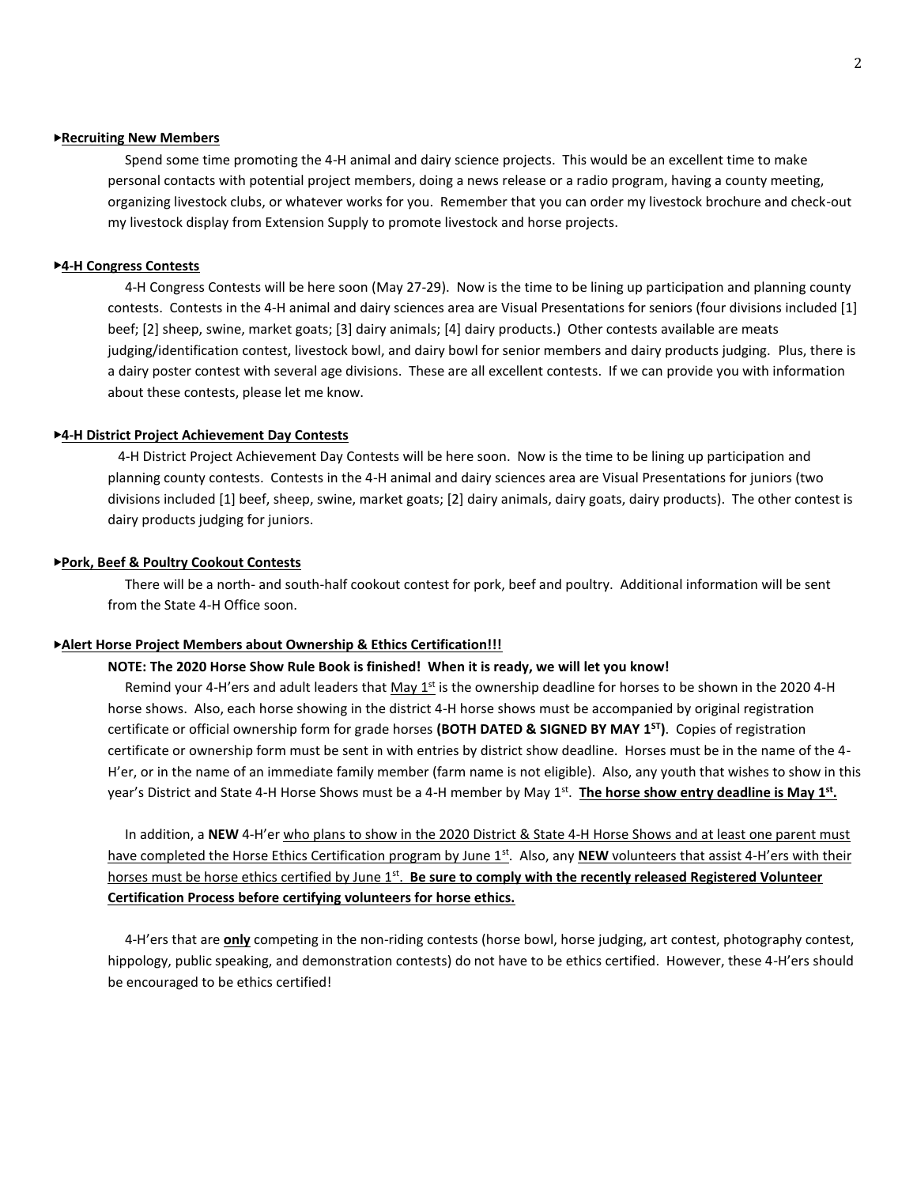### ▸Recruiting New Members

Spend some time promoting the 4-H animal and dairy science projects. This would be an excellent time to make personal contacts with potential project members, doing a news release or a radio program, having a county meeting, organizing livestock clubs, or whatever works for you. Remember that you can order my livestock brochure and check-out my livestock display from Extension Supply to promote livestock and horse projects.

### ▸4-H Congress Contests

4-H Congress Contests will be here soon (May 27-29). Now is the time to be lining up participation and planning county contests. Contests in the 4-H animal and dairy sciences area are Visual Presentations for seniors (four divisions included [1] beef; [2] sheep, swine, market goats; [3] dairy animals; [4] dairy products.) Other contests available are meats judging/identification contest, livestock bowl, and dairy bowl for senior members and dairy products judging. Plus, there is a dairy poster contest with several age divisions. These are all excellent contests. If we can provide you with information about these contests, please let me know.

### ▸4-H District Project Achievement Day Contests

4-H District Project Achievement Day Contests will be here soon. Now is the time to be lining up participation and planning county contests. Contests in the 4-H animal and dairy sciences area are Visual Presentations for juniors (two divisions included [1] beef, sheep, swine, market goats; [2] dairy animals, dairy goats, dairy products). The other contest is dairy products judging for juniors.

### ▸Pork, Beef & Poultry Cookout Contests

There will be a north- and south-half cookout contest for pork, beef and poultry. Additional information will be sent from the State 4-H Office soon.

### ▸Alert Horse Project Members about Ownership & Ethics Certification!!!

**NOTE: The 2020 Horse Show Rule Book is finished! When it is ready, we will let you know!**

Remind your 4-H'ers and adult leaders that May 1st is the ownership deadline for horses to be shown in the 2020 4-H horse shows. Also, each horse showing in the district 4-H horse shows must be accompanied by original registration certificate or official ownership form for grade horses **(BOTH DATED & SIGNED BY MAY 1ST)**. Copies of registration certificate or ownership form must be sent in with entries by district show deadline. Horses must be in the name of the 4-H'er, or in the name of an immediate family member (farm name is not eligible). Also, any youth that wishes to show in this year's District and State 4-H Horse Shows must be a 4-H member by May 1st. **The horse show entry deadline is May 1st.**

In addition, a **NEW** 4-H'er who plans to show in the 2020 District & State 4-H Horse Shows and at least one parent must have completed the Horse Ethics Certification program by June 1st. Also, any **NEW** volunteers that assist 4-H'ers with their horses must be horse ethics certified by June 1st. **Be sure to comply with the recently released Registered Volunteer Certification Process before certifying volunteers for horse ethics.**

4-H'ers that are **only** competing in the non-riding contests (horse bowl, horse judging, art contest, photography contest, hippology, public speaking, and demonstration contests) do not have to be ethics certified. However, these 4-H'ers should be encouraged to be ethics certified!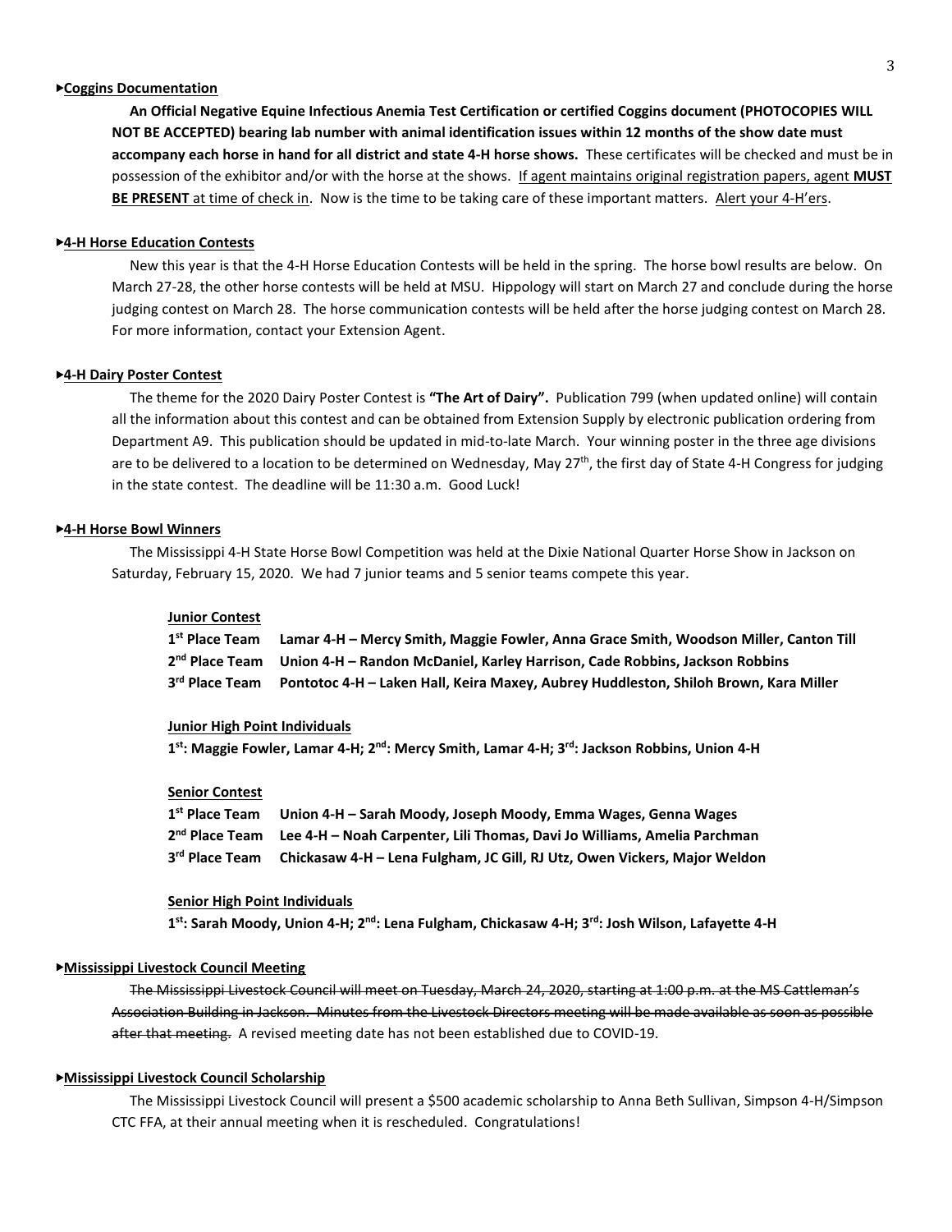**▸Coggins Documentation**

**An Official Negative Equine Infectious Anemia Test Certification or certified Coggins document (PHOTOCOPIES WILL NOT BE ACCEPTED) bearing lab number with animal identification issues within 12 months of the show date must accompany each horse in hand for all district and state 4-H horse shows.** These certificates will be checked and must be in possession of the exhibitor and/or with the horse at the shows. If agent maintains original registration papers, agent **MUST BE PRESENT** at time of check in. Now is the time to be taking care of these important matters. Alert your 4-H'ers.

**▸4-H Horse Education Contests**

New this year is that the 4-H Horse Education Contests will be held in the spring. The horse bowl results are below. On March 27-28, the other horse contests will be held at MSU. Hippology will start on March 27 and conclude during the horse judging contest on March 28. The horse communication contests will be held after the horse judging contest on March 28. For more information, contact your Extension Agent.

**▸4-H Dairy Poster Contest**

The theme for the 2020 Dairy Poster Contest is **"The Art of Dairy".** Publication 799 (when updated online) will contain all the information about this contest and can be obtained from Extension Supply by electronic publication ordering from Department A9. This publication should be updated in mid-to-late March. Your winning poster in the three age divisions are to be delivered to a location to be determined on Wednesday, May 27th, the first day of State 4-H Congress for judging in the state contest. The deadline will be 11:30 a.m. Good Luck!

**▸4-H Horse Bowl Winners**

The Mississippi 4-H State Horse Bowl Competition was held at the Dixie National Quarter Horse Show in Jackson on Saturday, February 15, 2020. We had 7 junior teams and 5 senior teams compete this year.

**Junior Contest**

**1st Place Team Lamar 4-H – Mercy Smith, Maggie Fowler, Anna Grace Smith, Woodson Miller, Canton Till**
**2nd Place Team Union 4-H – Randon McDaniel, Karley Harrison, Cade Robbins, Jackson Robbins**
**3rd Place Team Pontotoc 4-H – Laken Hall, Keira Maxey, Aubrey Huddleston, Shiloh Brown, Kara Miller**

**Junior High Point Individuals**

**1st: Maggie Fowler, Lamar 4-H; 2nd: Mercy Smith, Lamar 4-H; 3rd: Jackson Robbins, Union 4-H**

**Senior Contest**

**1st Place Team Union 4-H – Sarah Moody, Joseph Moody, Emma Wages, Genna Wages**
**2nd Place Team Lee 4-H – Noah Carpenter, Lili Thomas, Davi Jo Williams, Amelia Parchman**
**3rd Place Team Chickasaw 4-H – Lena Fulgham, JC Gill, RJ Utz, Owen Vickers, Major Weldon**

**Senior High Point Individuals**

**1st: Sarah Moody, Union 4-H; 2nd: Lena Fulgham, Chickasaw 4-H; 3rd: Josh Wilson, Lafayette 4-H**

**▸Mississippi Livestock Council Meeting**

~~The Mississippi Livestock Council will meet on Tuesday, March 24, 2020, starting at 1:00 p.m. at the MS Cattleman's Association Building in Jackson. Minutes from the Livestock Directors meeting will be made available as soon as possible after that meeting.~~ A revised meeting date has not been established due to COVID-19.

**▸Mississippi Livestock Council Scholarship**

The Mississippi Livestock Council will present a $500 academic scholarship to Anna Beth Sullivan, Simpson 4-H/Simpson CTC FFA, at their annual meeting when it is rescheduled. Congratulations!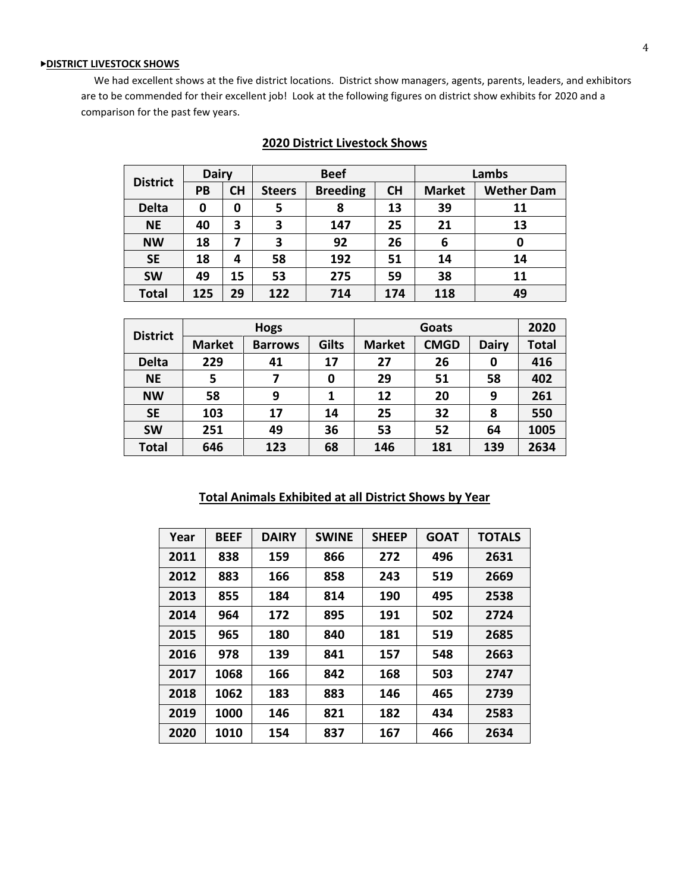## ▸DISTRICT LIVESTOCK SHOWS

We had excellent shows at the five district locations. District show managers, agents, parents, leaders, and exhibitors are to be commended for their excellent job! Look at the following figures on district show exhibits for 2020 and a comparison for the past few years.

### 2020 District Livestock Shows

| District | Dairy | | Beef | | | Lambs | |
|---|---|---|---|---|---|---|---|
| | PB | CH | Steers | Breeding | CH | Market | Wether Dam |
| Delta | 0 | 0 | 5 | 8 | 13 | 39 | 11 |
| NE | 40 | 3 | 3 | 147 | 25 | 21 | 13 |
| NW | 18 | 7 | 3 | 92 | 26 | 6 | 0 |
| SE | 18 | 4 | 58 | 192 | 51 | 14 | 14 |
| SW | 49 | 15 | 53 | 275 | 59 | 38 | 11 |
| Total | 125 | 29 | 122 | 714 | 174 | 118 | 49 |

| District | Hogs | | | Goats | | | 2020 |
|---|---|---|---|---|---|---|---|
| | Market | Barrows | Gilts | Market | CMGD | Dairy | Total |
| Delta | 229 | 41 | 17 | 27 | 26 | 0 | 416 |
| NE | 5 | 7 | 0 | 29 | 51 | 58 | 402 |
| NW | 58 | 9 | 1 | 12 | 20 | 9 | 261 |
| SE | 103 | 17 | 14 | 25 | 32 | 8 | 550 |
| SW | 251 | 49 | 36 | 53 | 52 | 64 | 1005 |
| Total | 646 | 123 | 68 | 146 | 181 | 139 | 2634 |

### Total Animals Exhibited at all District Shows by Year

| Year | BEEF | DAIRY | SWINE | SHEEP | GOAT | TOTALS |
|---|---|---|---|---|---|---|
| 2011 | 838 | 159 | 866 | 272 | 496 | 2631 |
| 2012 | 883 | 166 | 858 | 243 | 519 | 2669 |
| 2013 | 855 | 184 | 814 | 190 | 495 | 2538 |
| 2014 | 964 | 172 | 895 | 191 | 502 | 2724 |
| 2015 | 965 | 180 | 840 | 181 | 519 | 2685 |
| 2016 | 978 | 139 | 841 | 157 | 548 | 2663 |
| 2017 | 1068 | 166 | 842 | 168 | 503 | 2747 |
| 2018 | 1062 | 183 | 883 | 146 | 465 | 2739 |
| 2019 | 1000 | 146 | 821 | 182 | 434 | 2583 |
| 2020 | 1010 | 154 | 837 | 167 | 466 | 2634 |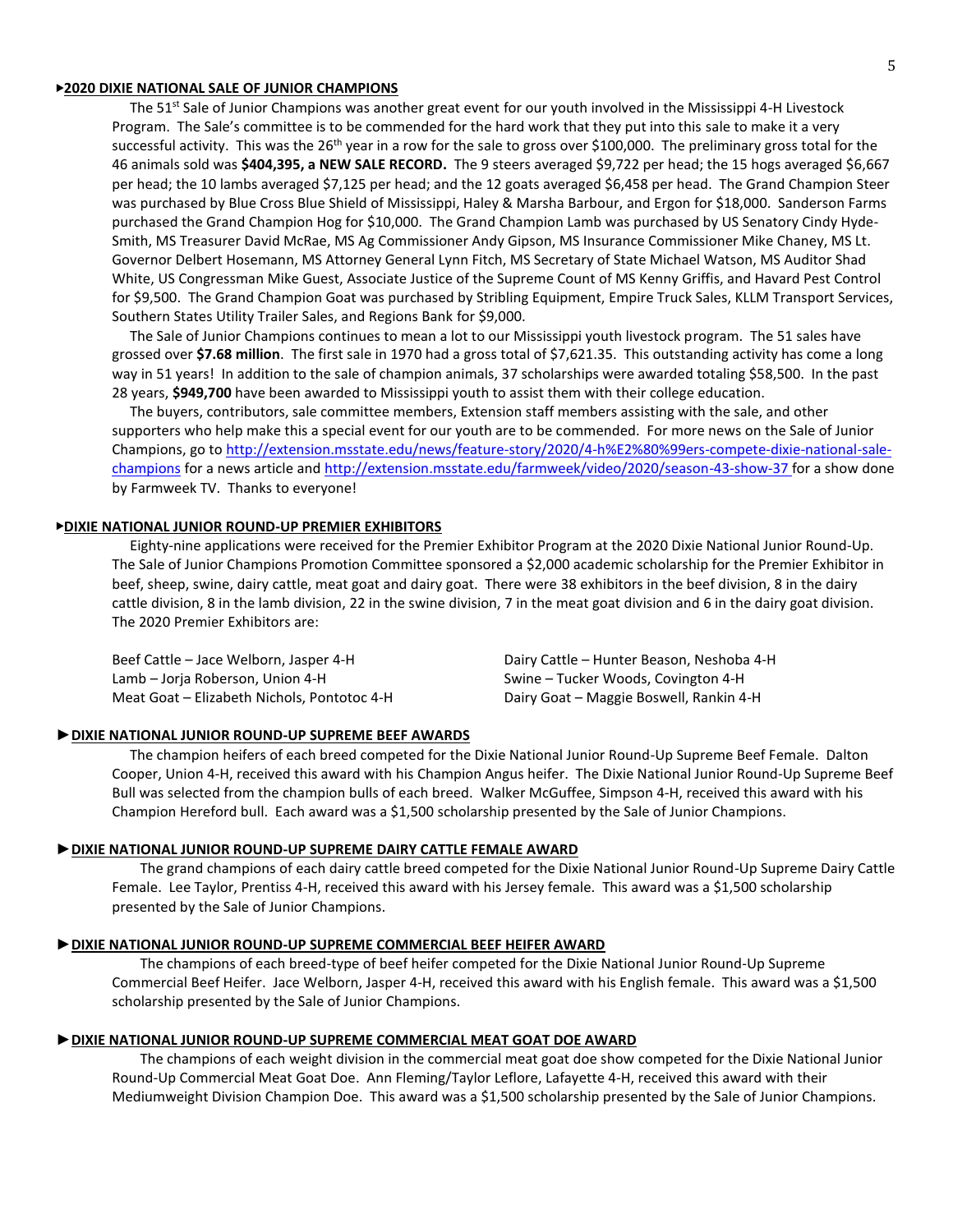## ▸2020 DIXIE NATIONAL SALE OF JUNIOR CHAMPIONS

The 51st Sale of Junior Champions was another great event for our youth involved in the Mississippi 4-H Livestock Program. The Sale's committee is to be commended for the hard work that they put into this sale to make it a very successful activity. This was the 26th year in a row for the sale to gross over $100,000. The preliminary gross total for the 46 animals sold was **$404,395, a NEW SALE RECORD.** The 9 steers averaged $9,722 per head; the 15 hogs averaged $6,667 per head; the 10 lambs averaged $7,125 per head; and the 12 goats averaged $6,458 per head. The Grand Champion Steer was purchased by Blue Cross Blue Shield of Mississippi, Haley & Marsha Barbour, and Ergon for $18,000. Sanderson Farms purchased the Grand Champion Hog for $10,000. The Grand Champion Lamb was purchased by US Senatory Cindy Hyde-Smith, MS Treasurer David McRae, MS Ag Commissioner Andy Gipson, MS Insurance Commissioner Mike Chaney, MS Lt. Governor Delbert Hosemann, MS Attorney General Lynn Fitch, MS Secretary of State Michael Watson, MS Auditor Shad White, US Congressman Mike Guest, Associate Justice of the Supreme Count of MS Kenny Griffis, and Havard Pest Control for $9,500. The Grand Champion Goat was purchased by Stribling Equipment, Empire Truck Sales, KLLM Transport Services, Southern States Utility Trailer Sales, and Regions Bank for $9,000.

The Sale of Junior Champions continues to mean a lot to our Mississippi youth livestock program. The 51 sales have grossed over **$7.68 million**. The first sale in 1970 had a gross total of $7,621.35. This outstanding activity has come a long way in 51 years! In addition to the sale of champion animals, 37 scholarships were awarded totaling $58,500. In the past 28 years, **$949,700** have been awarded to Mississippi youth to assist them with their college education.

The buyers, contributors, sale committee members, Extension staff members assisting with the sale, and other supporters who help make this a special event for our youth are to be commended. For more news on the Sale of Junior Champions, go to http://extension.msstate.edu/news/feature-story/2020/4-h%E2%80%99ers-compete-dixie-national-sale-champions for a news article and http://extension.msstate.edu/farmweek/video/2020/season-43-show-37 for a show done by Farmweek TV. Thanks to everyone!

## ▸DIXIE NATIONAL JUNIOR ROUND-UP PREMIER EXHIBITORS

Eighty-nine applications were received for the Premier Exhibitor Program at the 2020 Dixie National Junior Round-Up. The Sale of Junior Champions Promotion Committee sponsored a $2,000 academic scholarship for the Premier Exhibitor in beef, sheep, swine, dairy cattle, meat goat and dairy goat. There were 38 exhibitors in the beef division, 8 in the dairy cattle division, 8 in the lamb division, 22 in the swine division, 7 in the meat goat division and 6 in the dairy goat division. The 2020 Premier Exhibitors are:

Beef Cattle – Jace Welborn, Jasper 4-H
Lamb – Jorja Roberson, Union 4-H
Meat Goat – Elizabeth Nichols, Pontotoc 4-H
Dairy Cattle – Hunter Beason, Neshoba 4-H
Swine – Tucker Woods, Covington 4-H
Dairy Goat – Maggie Boswell, Rankin 4-H

## ►DIXIE NATIONAL JUNIOR ROUND-UP SUPREME BEEF AWARDS

The champion heifers of each breed competed for the Dixie National Junior Round-Up Supreme Beef Female. Dalton Cooper, Union 4-H, received this award with his Champion Angus heifer. The Dixie National Junior Round-Up Supreme Beef Bull was selected from the champion bulls of each breed. Walker McGuffee, Simpson 4-H, received this award with his Champion Hereford bull. Each award was a $1,500 scholarship presented by the Sale of Junior Champions.

## ►DIXIE NATIONAL JUNIOR ROUND-UP SUPREME DAIRY CATTLE FEMALE AWARD

The grand champions of each dairy cattle breed competed for the Dixie National Junior Round-Up Supreme Dairy Cattle Female. Lee Taylor, Prentiss 4-H, received this award with his Jersey female. This award was a $1,500 scholarship presented by the Sale of Junior Champions.

## ►DIXIE NATIONAL JUNIOR ROUND-UP SUPREME COMMERCIAL BEEF HEIFER AWARD

The champions of each breed-type of beef heifer competed for the Dixie National Junior Round-Up Supreme Commercial Beef Heifer. Jace Welborn, Jasper 4-H, received this award with his English female. This award was a $1,500 scholarship presented by the Sale of Junior Champions.

## ►DIXIE NATIONAL JUNIOR ROUND-UP SUPREME COMMERCIAL MEAT GOAT DOE AWARD

The champions of each weight division in the commercial meat goat doe show competed for the Dixie National Junior Round-Up Commercial Meat Goat Doe. Ann Fleming/Taylor Leflore, Lafayette 4-H, received this award with their Mediumweight Division Champion Doe. This award was a $1,500 scholarship presented by the Sale of Junior Champions.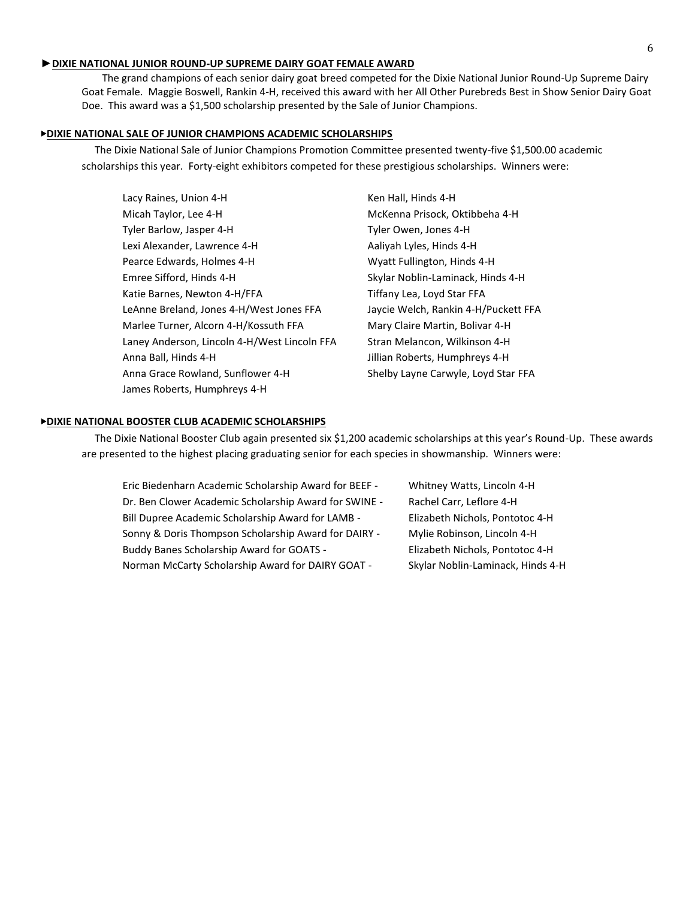### ►DIXIE NATIONAL JUNIOR ROUND-UP SUPREME DAIRY GOAT FEMALE AWARD

The grand champions of each senior dairy goat breed competed for the Dixie National Junior Round-Up Supreme Dairy Goat Female. Maggie Boswell, Rankin 4-H, received this award with her All Other Purebreds Best in Show Senior Dairy Goat Doe. This award was a $1,500 scholarship presented by the Sale of Junior Champions.

### ►DIXIE NATIONAL SALE OF JUNIOR CHAMPIONS ACADEMIC SCHOLARSHIPS

The Dixie National Sale of Junior Champions Promotion Committee presented twenty-five $1,500.00 academic scholarships this year. Forty-eight exhibitors competed for these prestigious scholarships. Winners were:

- Lacy Raines, Union 4-H
- Micah Taylor, Lee 4-H
- Tyler Barlow, Jasper 4-H
- Lexi Alexander, Lawrence 4-H
- Pearce Edwards, Holmes 4-H
- Emree Sifford, Hinds 4-H
- Katie Barnes, Newton 4-H/FFA
- LeAnne Breland, Jones 4-H/West Jones FFA
- Marlee Turner, Alcorn 4-H/Kossuth FFA
- Laney Anderson, Lincoln 4-H/West Lincoln FFA
- Anna Ball, Hinds 4-H
- Anna Grace Rowland, Sunflower 4-H
- James Roberts, Humphreys 4-H
- Ken Hall, Hinds 4-H
- McKenna Prisock, Oktibbeha 4-H
- Tyler Owen, Jones 4-H
- Aaliyah Lyles, Hinds 4-H
- Wyatt Fullington, Hinds 4-H
- Skylar Noblin-Laminack, Hinds 4-H
- Tiffany Lea, Loyd Star FFA
- Jaycie Welch, Rankin 4-H/Puckett FFA
- Mary Claire Martin, Bolivar 4-H
- Stran Melancon, Wilkinson 4-H
- Jillian Roberts, Humphreys 4-H
- Shelby Layne Carwyle, Loyd Star FFA

### ►DIXIE NATIONAL BOOSTER CLUB ACADEMIC SCHOLARSHIPS

The Dixie National Booster Club again presented six $1,200 academic scholarships at this year's Round-Up. These awards are presented to the highest placing graduating senior for each species in showmanship. Winners were:

- Eric Biedenharn Academic Scholarship Award for BEEF - Whitney Watts, Lincoln 4-H
- Dr. Ben Clower Academic Scholarship Award for SWINE - Rachel Carr, Leflore 4-H
- Bill Dupree Academic Scholarship Award for LAMB - Elizabeth Nichols, Pontotoc 4-H
- Sonny & Doris Thompson Scholarship Award for DAIRY - Mylie Robinson, Lincoln 4-H
- Buddy Banes Scholarship Award for GOATS - Elizabeth Nichols, Pontotoc 4-H
- Norman McCarty Scholarship Award for DAIRY GOAT - Skylar Noblin-Laminack, Hinds 4-H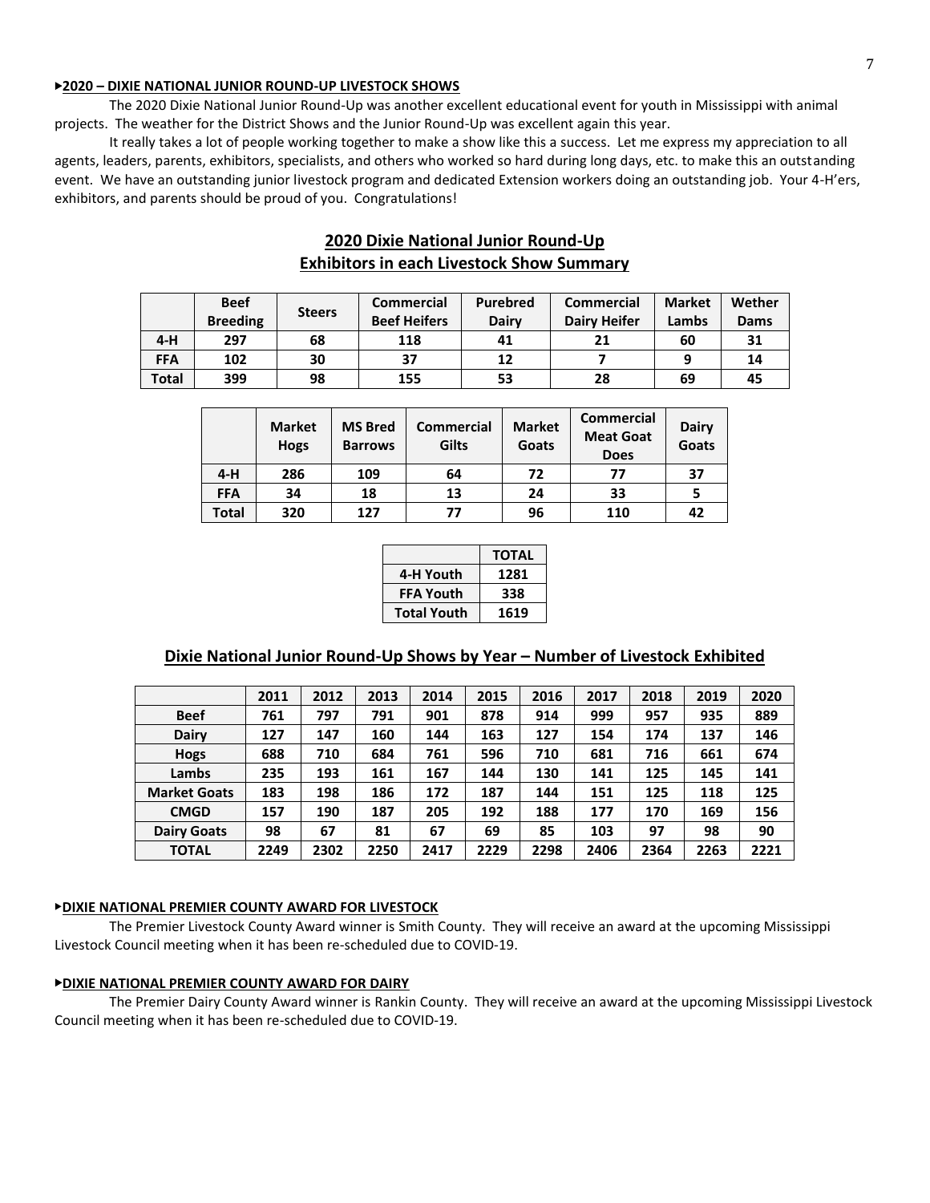**▸2020 – DIXIE NATIONAL JUNIOR ROUND-UP LIVESTOCK SHOWS**

The 2020 Dixie National Junior Round-Up was another excellent educational event for youth in Mississippi with animal projects. The weather for the District Shows and the Junior Round-Up was excellent again this year.

It really takes a lot of people working together to make a show like this a success. Let me express my appreciation to all agents, leaders, parents, exhibitors, specialists, and others who worked so hard during long days, etc. to make this an outstanding event. We have an outstanding junior livestock program and dedicated Extension workers doing an outstanding job. Your 4-H'ers, exhibitors, and parents should be proud of you. Congratulations!

## 2020 Dixie National Junior Round-Up
## Exhibitors in each Livestock Show Summary

| | Beef Breeding | Steers | Commercial Beef Heifers | Purebred Dairy | Commercial Dairy Heifer | Market Lambs | Wether Dams |
|---|---|---|---|---|---|---|---|
| **4-H** | 297 | 68 | 118 | 41 | 21 | 60 | 31 |
| **FFA** | 102 | 30 | 37 | 12 | 7 | 9 | 14 |
| **Total** | 399 | 98 | 155 | 53 | 28 | 69 | 45 |

| | Market Hogs | MS Bred Barrows | Commercial Gilts | Market Goats | Commercial Meat Goat Does | Dairy Goats |
|---|---|---|---|---|---|---|
| **4-H** | 286 | 109 | 64 | 72 | 77 | 37 |
| **FFA** | 34 | 18 | 13 | 24 | 33 | 5 |
| **Total** | 320 | 127 | 77 | 96 | 110 | 42 |

| | TOTAL |
|---|---|
| **4-H Youth** | 1281 |
| **FFA Youth** | 338 |
| **Total Youth** | 1619 |

## Dixie National Junior Round-Up Shows by Year – Number of Livestock Exhibited

| | 2011 | 2012 | 2013 | 2014 | 2015 | 2016 | 2017 | 2018 | 2019 | 2020 |
|---|---|---|---|---|---|---|---|---|---|---|
| **Beef** | 761 | 797 | 791 | 901 | 878 | 914 | 999 | 957 | 935 | 889 |
| **Dairy** | 127 | 147 | 160 | 144 | 163 | 127 | 154 | 174 | 137 | 146 |
| **Hogs** | 688 | 710 | 684 | 761 | 596 | 710 | 681 | 716 | 661 | 674 |
| **Lambs** | 235 | 193 | 161 | 167 | 144 | 130 | 141 | 125 | 145 | 141 |
| **Market Goats** | 183 | 198 | 186 | 172 | 187 | 144 | 151 | 125 | 118 | 125 |
| **CMGD** | 157 | 190 | 187 | 205 | 192 | 188 | 177 | 170 | 169 | 156 |
| **Dairy Goats** | 98 | 67 | 81 | 67 | 69 | 85 | 103 | 97 | 98 | 90 |
| **TOTAL** | 2249 | 2302 | 2250 | 2417 | 2229 | 2298 | 2406 | 2364 | 2263 | 2221 |

**▸DIXIE NATIONAL PREMIER COUNTY AWARD FOR LIVESTOCK**

The Premier Livestock County Award winner is Smith County. They will receive an award at the upcoming Mississippi Livestock Council meeting when it has been re-scheduled due to COVID-19.

**▸DIXIE NATIONAL PREMIER COUNTY AWARD FOR DAIRY**

The Premier Dairy County Award winner is Rankin County. They will receive an award at the upcoming Mississippi Livestock Council meeting when it has been re-scheduled due to COVID-19.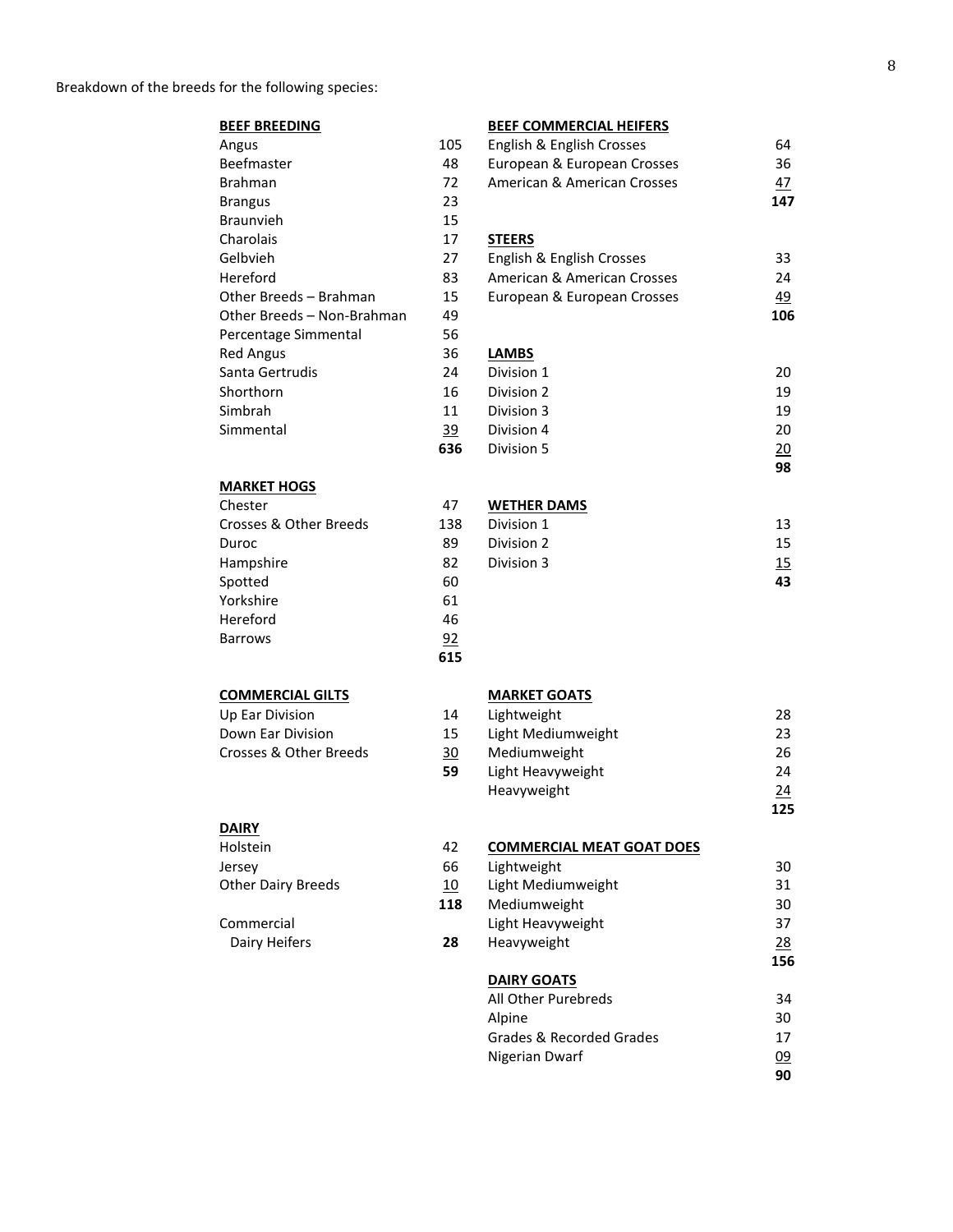Breakdown of the breeds for the following species:

**BEEF BREEDING**

| Breed | Count |
|---|---|
| Angus | 105 |
| Beefmaster | 48 |
| Brahman | 72 |
| Brangus | 23 |
| Braunvieh | 15 |
| Charolais | 17 |
| Gelbvieh | 27 |
| Hereford | 83 |
| Other Breeds – Brahman | 15 |
| Other Breeds – Non-Brahman | 49 |
| Percentage Simmental | 56 |
| Red Angus | 36 |
| Santa Gertrudis | 24 |
| Shorthorn | 16 |
| Simbrah | 11 |
| Simmental | 39 |
| | **636** |

**MARKET HOGS**

| Breed | Count |
|---|---|
| Chester | 47 |
| Crosses & Other Breeds | 138 |
| Duroc | 89 |
| Hampshire | 82 |
| Spotted | 60 |
| Yorkshire | 61 |
| Hereford | 46 |
| Barrows | 92 |
| | **615** |

**COMMERCIAL GILTS**

| Division | Count |
|---|---|
| Up Ear Division | 14 |
| Down Ear Division | 15 |
| Crosses & Other Breeds | 30 |
| | **59** |

**DAIRY**

| Breed | Count |
|---|---|
| Holstein | 42 |
| Jersey | 66 |
| Other Dairy Breeds | 10 |
| | **118** |

| | |
|---|---|
| Commercial Dairy Heifers | **28** |

**BEEF COMMERCIAL HEIFERS**

| Breed | Count |
|---|---|
| English & English Crosses | 64 |
| European & European Crosses | 36 |
| American & American Crosses | 47 |
| | **147** |

**STEERS**

| Breed | Count |
|---|---|
| English & English Crosses | 33 |
| American & American Crosses | 24 |
| European & European Crosses | 49 |
| | **106** |

**LAMBS**

| Division | Count |
|---|---|
| Division 1 | 20 |
| Division 2 | 19 |
| Division 3 | 19 |
| Division 4 | 20 |
| Division 5 | 20 |
| | **98** |

**WETHER DAMS**

| Division | Count |
|---|---|
| Division 1 | 13 |
| Division 2 | 15 |
| Division 3 | 15 |
| | **43** |

**MARKET GOATS**

| Class | Count |
|---|---|
| Lightweight | 28 |
| Light Mediumweight | 23 |
| Mediumweight | 26 |
| Light Heavyweight | 24 |
| Heavyweight | 24 |
| | **125** |

**COMMERCIAL MEAT GOAT DOES**

| Class | Count |
|---|---|
| Lightweight | 30 |
| Light Mediumweight | 31 |
| Mediumweight | 30 |
| Light Heavyweight | 37 |
| Heavyweight | 28 |
| | **156** |

**DAIRY GOATS**

| Breed | Count |
|---|---|
| All Other Purebreds | 34 |
| Alpine | 30 |
| Grades & Recorded Grades | 17 |
| Nigerian Dwarf | 09 |
| | **90** |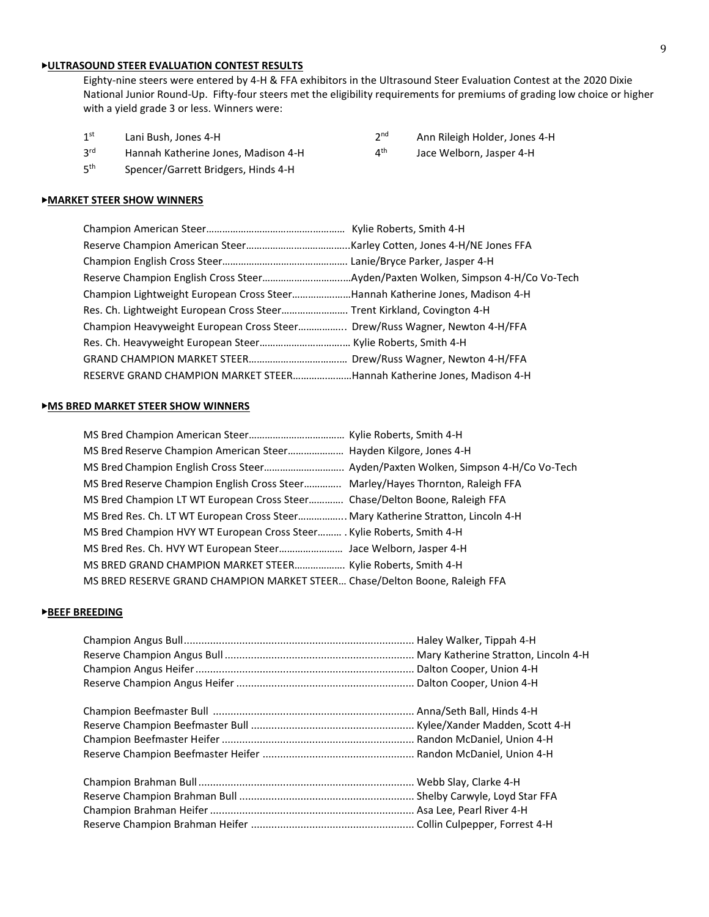## ▶ULTRASOUND STEER EVALUATION CONTEST RESULTS

Eighty-nine steers were entered by 4-H & FFA exhibitors in the Ultrasound Steer Evaluation Contest at the 2020 Dixie National Junior Round-Up. Fifty-four steers met the eligibility requirements for premiums of grading low choice or higher with a yield grade 3 or less. Winners were:

| | | | |
|---|---|---|---|
| 1st | Lani Bush, Jones 4-H | 2nd | Ann Rileigh Holder, Jones 4-H |
| 3rd | Hannah Katherine Jones, Madison 4-H | 4th | Jace Welborn, Jasper 4-H |
| 5th | Spencer/Garrett Bridgers, Hinds 4-H | | |

## ▶MARKET STEER SHOW WINNERS

| | |
|---|---|
| Champion American Steer | Kylie Roberts, Smith 4-H |
| Reserve Champion American Steer | Karley Cotten, Jones 4-H/NE Jones FFA |
| Champion English Cross Steer | Lanie/Bryce Parker, Jasper 4-H |
| Reserve Champion English Cross Steer | Ayden/Paxten Wolken, Simpson 4-H/Co Vo-Tech |
| Champion Lightweight European Cross Steer | Hannah Katherine Jones, Madison 4-H |
| Res. Ch. Lightweight European Cross Steer | Trent Kirkland, Covington 4-H |
| Champion Heavyweight European Cross Steer | Drew/Russ Wagner, Newton 4-H/FFA |
| Res. Ch. Heavyweight European Steer | Kylie Roberts, Smith 4-H |
| GRAND CHAMPION MARKET STEER | Drew/Russ Wagner, Newton 4-H/FFA |
| RESERVE GRAND CHAMPION MARKET STEER | Hannah Katherine Jones, Madison 4-H |

## ▶MS BRED MARKET STEER SHOW WINNERS

| | |
|---|---|
| MS Bred Champion American Steer | Kylie Roberts, Smith 4-H |
| MS Bred Reserve Champion American Steer | Hayden Kilgore, Jones 4-H |
| MS Bred Champion English Cross Steer | Ayden/Paxten Wolken, Simpson 4-H/Co Vo-Tech |
| MS Bred Reserve Champion English Cross Steer | Marley/Hayes Thornton, Raleigh FFA |
| MS Bred Champion LT WT European Cross Steer | Chase/Delton Boone, Raleigh FFA |
| MS Bred Res. Ch. LT WT European Cross Steer | Mary Katherine Stratton, Lincoln 4-H |
| MS Bred Champion HVY WT European Cross Steer | Kylie Roberts, Smith 4-H |
| MS Bred Res. Ch. HVY WT European Steer | Jace Welborn, Jasper 4-H |
| MS BRED GRAND CHAMPION MARKET STEER | Kylie Roberts, Smith 4-H |
| MS BRED RESERVE GRAND CHAMPION MARKET STEER | Chase/Delton Boone, Raleigh FFA |

## ▶BEEF BREEDING

| | |
|---|---|
| Champion Angus Bull | Haley Walker, Tippah 4-H |
| Reserve Champion Angus Bull | Mary Katherine Stratton, Lincoln 4-H |
| Champion Angus Heifer | Dalton Cooper, Union 4-H |
| Reserve Champion Angus Heifer | Dalton Cooper, Union 4-H |
| Champion Beefmaster Bull | Anna/Seth Ball, Hinds 4-H |
| Reserve Champion Beefmaster Bull | Kylee/Xander Madden, Scott 4-H |
| Champion Beefmaster Heifer | Randon McDaniel, Union 4-H |
| Reserve Champion Beefmaster Heifer | Randon McDaniel, Union 4-H |
| Champion Brahman Bull | Webb Slay, Clarke 4-H |
| Reserve Champion Brahman Bull | Shelby Carwyle, Loyd Star FFA |
| Champion Brahman Heifer | Asa Lee, Pearl River 4-H |
| Reserve Champion Brahman Heifer | Collin Culpepper, Forrest 4-H |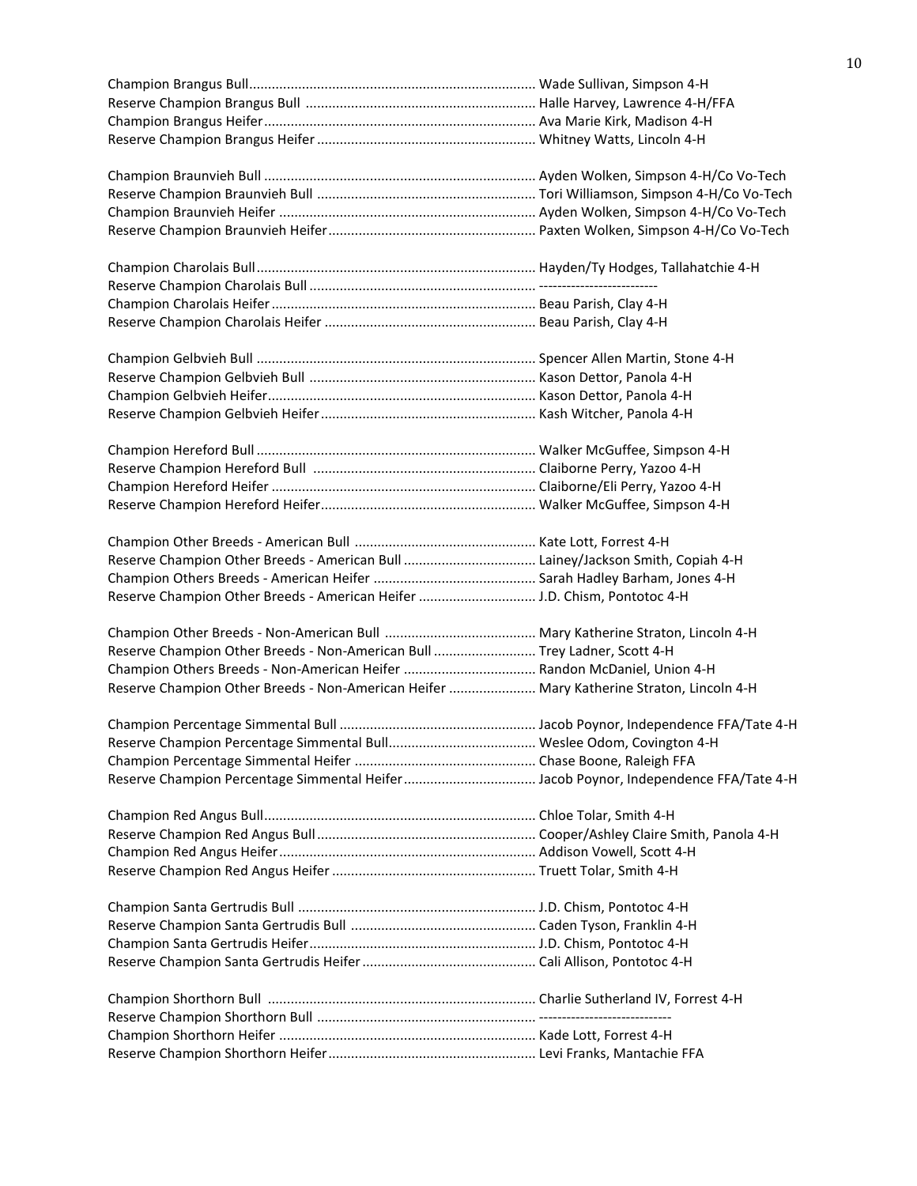Champion Brangus Bull........................................................................... Wade Sullivan, Simpson 4-H
Reserve Champion Brangus Bull ............................................................ Halle Harvey, Lawrence 4-H/FFA
Champion Brangus Heifer....................................................................... Ava Marie Kirk, Madison 4-H
Reserve Champion Brangus Heifer ......................................................... Whitney Watts, Lincoln 4-H

Champion Braunvieh Bull ....................................................................... Ayden Wolken, Simpson 4-H/Co Vo-Tech
Reserve Champion Braunvieh Bull .......................................................... Tori Williamson, Simpson 4-H/Co Vo-Tech
Champion Braunvieh Heifer ................................................................... Ayden Wolken, Simpson 4-H/Co Vo-Tech
Reserve Champion Braunvieh Heifer...................................................... Paxten Wolken, Simpson 4-H/Co Vo-Tech

Champion Charolais Bull......................................................................... Hayden/Ty Hodges, Tallahatchie 4-H
Reserve Champion Charolais Bull ........................................................... --------------------------
Champion Charolais Heifer ..................................................................... Beau Parish, Clay 4-H
Reserve Champion Charolais Heifer ....................................................... Beau Parish, Clay 4-H

Champion Gelbvieh Bull ......................................................................... Spencer Allen Martin, Stone 4-H
Reserve Champion Gelbvieh Bull ........................................................... Kason Dettor, Panola 4-H
Champion Gelbvieh Heifer...................................................................... Kason Dettor, Panola 4-H
Reserve Champion Gelbvieh Heifer........................................................ Kash Witcher, Panola 4-H

Champion Hereford Bull ......................................................................... Walker McGuffee, Simpson 4-H
Reserve Champion Hereford Bull .......................................................... Claiborne Perry, Yazoo 4-H
Champion Hereford Heifer ..................................................................... Claiborne/Eli Perry, Yazoo 4-H
Reserve Champion Hereford Heifer........................................................ Walker McGuffee, Simpson 4-H

Champion Other Breeds - American Bull ................................................ Kate Lott, Forrest 4-H
Reserve Champion Other Breeds - American Bull .................................. Lainey/Jackson Smith, Copiah 4-H
Champion Others Breeds - American Heifer ........................................... Sarah Hadley Barham, Jones 4-H
Reserve Champion Other Breeds - American Heifer ............................... J.D. Chism, Pontotoc 4-H

Champion Other Breeds - Non-American Bull ........................................ Mary Katherine Straton, Lincoln 4-H
Reserve Champion Other Breeds - Non-American Bull ........................... Trey Ladner, Scott 4-H
Champion Others Breeds - Non-American Heifer ................................... Randon McDaniel, Union 4-H
Reserve Champion Other Breeds - Non-American Heifer ....................... Mary Katherine Straton, Lincoln 4-H

Champion Percentage Simmental Bull .................................................... Jacob Poynor, Independence FFA/Tate 4-H
Reserve Champion Percentage Simmental Bull....................................... Weslee Odom, Covington 4-H
Champion Percentage Simmental Heifer ................................................ Chase Boone, Raleigh FFA
Reserve Champion Percentage Simmental Heifer................................... Jacob Poynor, Independence FFA/Tate 4-H

Champion Red Angus Bull....................................................................... Chloe Tolar, Smith 4-H
Reserve Champion Red Angus Bull......................................................... Cooper/Ashley Claire Smith, Panola 4-H
Champion Red Angus Heifer................................................................... Addison Vowell, Scott 4-H
Reserve Champion Red Angus Heifer ..................................................... Truett Tolar, Smith 4-H

Champion Santa Gertrudis Bull .............................................................. J.D. Chism, Pontotoc 4-H
Reserve Champion Santa Gertrudis Bull ................................................ Caden Tyson, Franklin 4-H
Champion Santa Gertrudis Heifer........................................................... J.D. Chism, Pontotoc 4-H
Reserve Champion Santa Gertrudis Heifer ............................................. Cali Allison, Pontotoc 4-H

Champion Shorthorn Bull ...................................................................... Charlie Sutherland IV, Forrest 4-H
Reserve Champion Shorthorn Bull ......................................................... -----------------------------
Champion Shorthorn Heifer ................................................................... Kade Lott, Forrest 4-H
Reserve Champion Shorthorn Heifer...................................................... Levi Franks, Mantachie FFA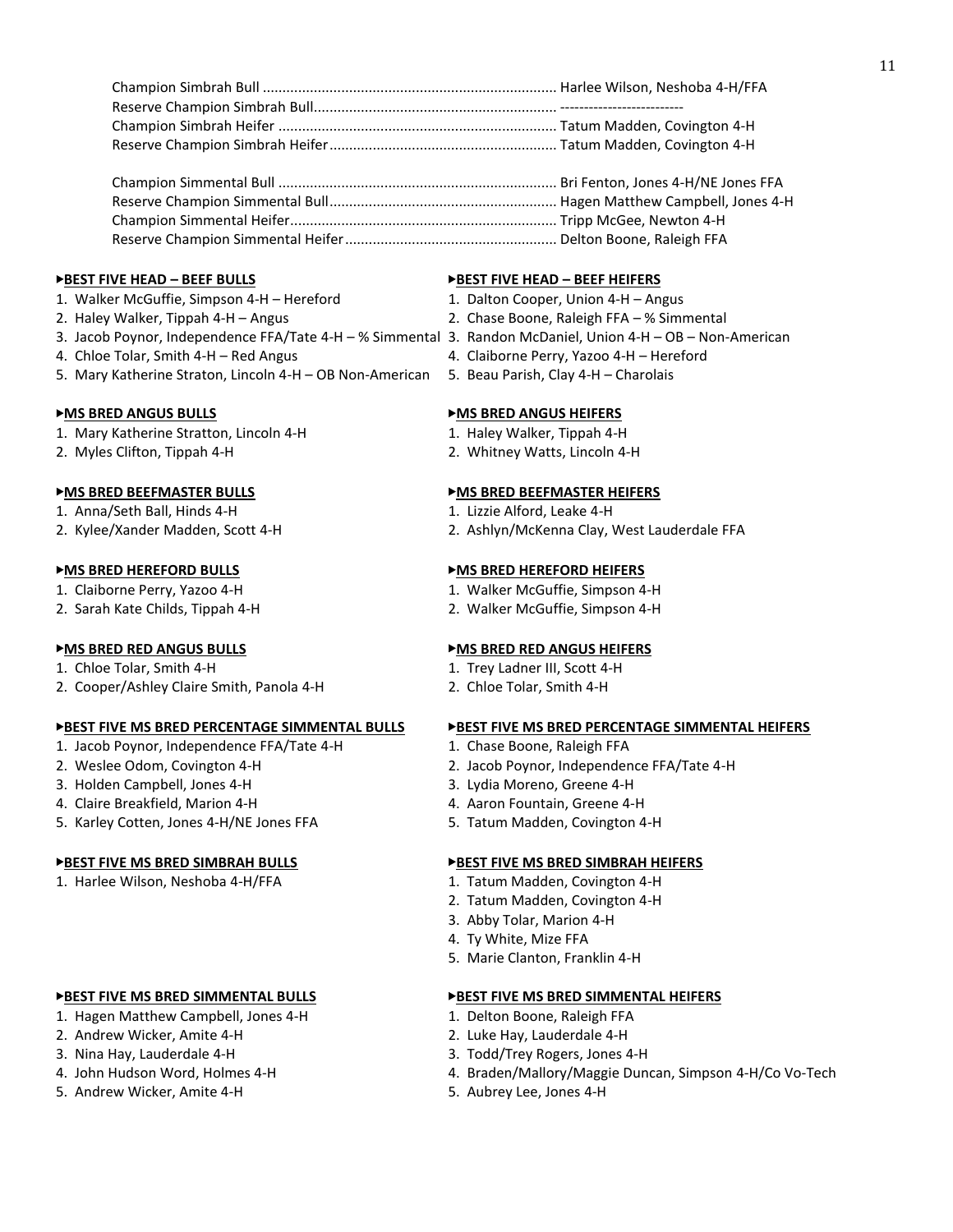Champion Simbrah Bull .......................................................................... Harlee Wilson, Neshoba 4-H/FFA
Reserve Champion Simbrah Bull............................................................. --------------------------
Champion Simbrah Heifer ...................................................................... Tatum Madden, Covington 4-H
Reserve Champion Simbrah Heifer......................................................... Tatum Madden, Covington 4-H

Champion Simmental Bull ...................................................................... Bri Fenton, Jones 4-H/NE Jones FFA
Reserve Champion Simmental Bull......................................................... Hagen Matthew Campbell, Jones 4-H
Champion Simmental Heifer................................................................... Tripp McGee, Newton 4-H
Reserve Champion Simmental Heifer..................................................... Delton Boone, Raleigh FFA

**▸BEST FIVE HEAD – BEEF BULLS**

1. Walker McGuffie, Simpson 4-H – Hereford
2. Haley Walker, Tippah 4-H – Angus
3. Jacob Poynor, Independence FFA/Tate 4-H – % Simmental
4. Chloe Tolar, Smith 4-H – Red Angus
5. Mary Katherine Straton, Lincoln 4-H – OB Non-American

**▸BEST FIVE HEAD – BEEF HEIFERS**

1. Dalton Cooper, Union 4-H – Angus
2. Chase Boone, Raleigh FFA – % Simmental
3. Randon McDaniel, Union 4-H – OB – Non-American
4. Claiborne Perry, Yazoo 4-H – Hereford
5. Beau Parish, Clay 4-H – Charolais

**▸MS BRED ANGUS BULLS**

1. Mary Katherine Stratton, Lincoln 4-H
2. Myles Clifton, Tippah 4-H

**▸MS BRED ANGUS HEIFERS**

1. Haley Walker, Tippah 4-H
2. Whitney Watts, Lincoln 4-H

**▸MS BRED BEEFMASTER BULLS**

1. Anna/Seth Ball, Hinds 4-H
2. Kylee/Xander Madden, Scott 4-H

**▸MS BRED BEEFMASTER HEIFERS**

1. Lizzie Alford, Leake 4-H
2. Ashlyn/McKenna Clay, West Lauderdale FFA

**▸MS BRED HEREFORD BULLS**

1. Claiborne Perry, Yazoo 4-H
2. Sarah Kate Childs, Tippah 4-H

**▸MS BRED HEREFORD HEIFERS**

1. Walker McGuffie, Simpson 4-H
2. Walker McGuffie, Simpson 4-H

**▸MS BRED RED ANGUS BULLS**

1. Chloe Tolar, Smith 4-H
2. Cooper/Ashley Claire Smith, Panola 4-H

**▸MS BRED RED ANGUS HEIFERS**

1. Trey Ladner III, Scott 4-H
2. Chloe Tolar, Smith 4-H

**▸BEST FIVE MS BRED PERCENTAGE SIMMENTAL BULLS**

1. Jacob Poynor, Independence FFA/Tate 4-H
2. Weslee Odom, Covington 4-H
3. Holden Campbell, Jones 4-H
4. Claire Breakfield, Marion 4-H
5. Karley Cotten, Jones 4-H/NE Jones FFA

**▸BEST FIVE MS BRED PERCENTAGE SIMMENTAL HEIFERS**

1. Chase Boone, Raleigh FFA
2. Jacob Poynor, Independence FFA/Tate 4-H
3. Lydia Moreno, Greene 4-H
4. Aaron Fountain, Greene 4-H
5. Tatum Madden, Covington 4-H

**▸BEST FIVE MS BRED SIMBRAH BULLS**

1. Harlee Wilson, Neshoba 4-H/FFA

**▸BEST FIVE MS BRED SIMBRAH HEIFERS**

1. Tatum Madden, Covington 4-H
2. Tatum Madden, Covington 4-H
3. Abby Tolar, Marion 4-H
4. Ty White, Mize FFA
5. Marie Clanton, Franklin 4-H

**▸BEST FIVE MS BRED SIMMENTAL BULLS**

1. Hagen Matthew Campbell, Jones 4-H
2. Andrew Wicker, Amite 4-H
3. Nina Hay, Lauderdale 4-H
4. John Hudson Word, Holmes 4-H
5. Andrew Wicker, Amite 4-H

**▸BEST FIVE MS BRED SIMMENTAL HEIFERS**

1. Delton Boone, Raleigh FFA
2. Luke Hay, Lauderdale 4-H
3. Todd/Trey Rogers, Jones 4-H
4. Braden/Mallory/Maggie Duncan, Simpson 4-H/Co Vo-Tech
5. Aubrey Lee, Jones 4-H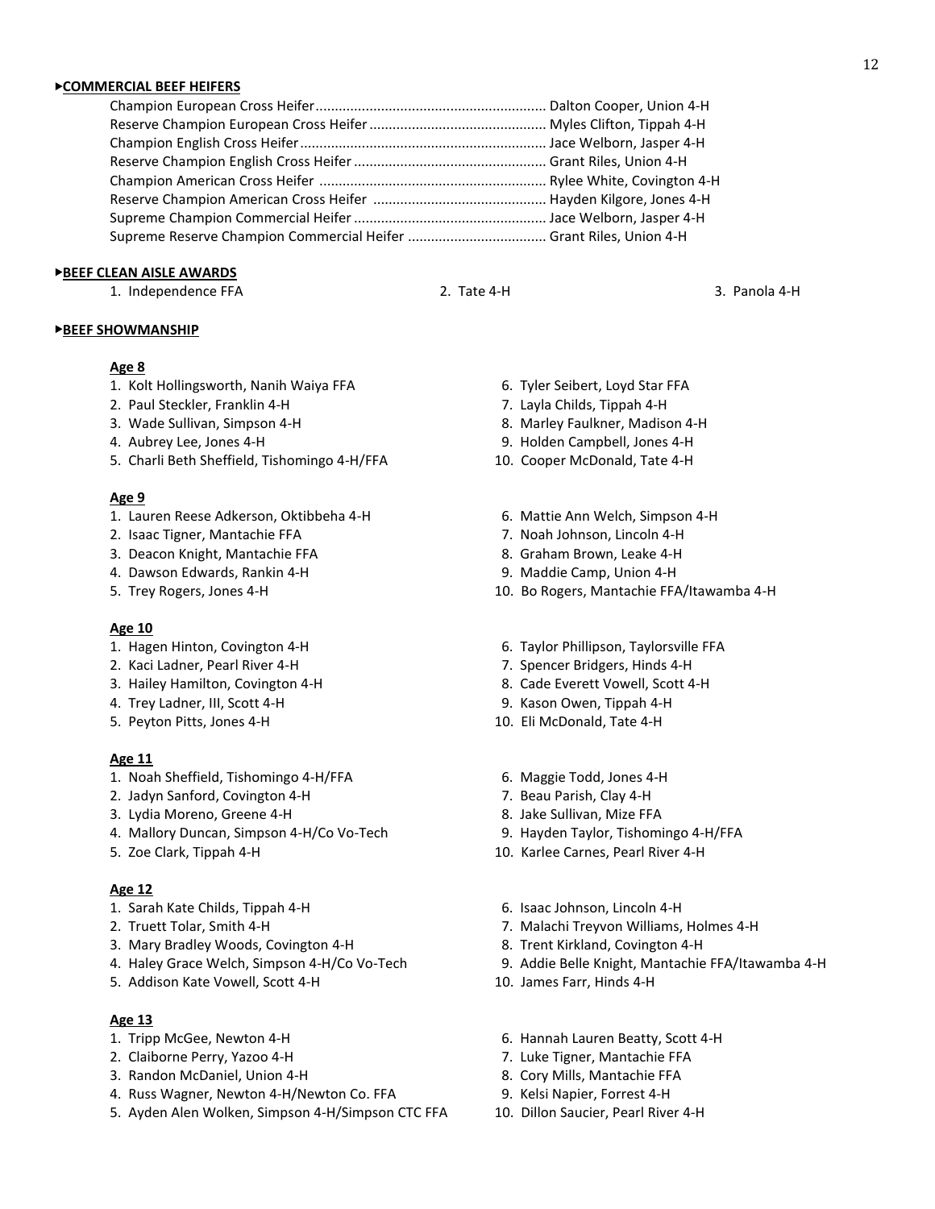### ▸COMMERCIAL BEEF HEIFERS

Champion European Cross Heifer............................................................ Dalton Cooper, Union 4-H
Reserve Champion European Cross Heifer ............................................. Myles Clifton, Tippah 4-H
Champion English Cross Heifer................................................................ Jace Welborn, Jasper 4-H
Reserve Champion English Cross Heifer .................................................. Grant Riles, Union 4-H
Champion American Cross Heifer ........................................................... Rylee White, Covington 4-H
Reserve Champion American Cross Heifer ............................................ Hayden Kilgore, Jones 4-H
Supreme Champion Commercial Heifer .................................................. Jace Welborn, Jasper 4-H
Supreme Reserve Champion Commercial Heifer .................................... Grant Riles, Union 4-H

### ▸BEEF CLEAN AISLE AWARDS

1. Independence FFA
2. Tate 4-H
3. Panola 4-H

### ▸BEEF SHOWMANSHIP

#### Age 8

1. Kolt Hollingsworth, Nanih Waiya FFA
2. Paul Steckler, Franklin 4-H
3. Wade Sullivan, Simpson 4-H
4. Aubrey Lee, Jones 4-H
5. Charli Beth Sheffield, Tishomingo 4-H/FFA
6. Tyler Seibert, Loyd Star FFA
7. Layla Childs, Tippah 4-H
8. Marley Faulkner, Madison 4-H
9. Holden Campbell, Jones 4-H
10. Cooper McDonald, Tate 4-H

#### Age 9

1. Lauren Reese Adkerson, Oktibbeha 4-H
2. Isaac Tigner, Mantachie FFA
3. Deacon Knight, Mantachie FFA
4. Dawson Edwards, Rankin 4-H
5. Trey Rogers, Jones 4-H
6. Mattie Ann Welch, Simpson 4-H
7. Noah Johnson, Lincoln 4-H
8. Graham Brown, Leake 4-H
9. Maddie Camp, Union 4-H
10. Bo Rogers, Mantachie FFA/Itawamba 4-H

#### Age 10

1. Hagen Hinton, Covington 4-H
2. Kaci Ladner, Pearl River 4-H
3. Hailey Hamilton, Covington 4-H
4. Trey Ladner, III, Scott 4-H
5. Peyton Pitts, Jones 4-H
6. Taylor Phillipson, Taylorsville FFA
7. Spencer Bridgers, Hinds 4-H
8. Cade Everett Vowell, Scott 4-H
9. Kason Owen, Tippah 4-H
10. Eli McDonald, Tate 4-H

#### Age 11

1. Noah Sheffield, Tishomingo 4-H/FFA
2. Jadyn Sanford, Covington 4-H
3. Lydia Moreno, Greene 4-H
4. Mallory Duncan, Simpson 4-H/Co Vo-Tech
5. Zoe Clark, Tippah 4-H
6. Maggie Todd, Jones 4-H
7. Beau Parish, Clay 4-H
8. Jake Sullivan, Mize FFA
9. Hayden Taylor, Tishomingo 4-H/FFA
10. Karlee Carnes, Pearl River 4-H

#### Age 12

1. Sarah Kate Childs, Tippah 4-H
2. Truett Tolar, Smith 4-H
3. Mary Bradley Woods, Covington 4-H
4. Haley Grace Welch, Simpson 4-H/Co Vo-Tech
5. Addison Kate Vowell, Scott 4-H
6. Isaac Johnson, Lincoln 4-H
7. Malachi Treyvon Williams, Holmes 4-H
8. Trent Kirkland, Covington 4-H
9. Addie Belle Knight, Mantachie FFA/Itawamba 4-H
10. James Farr, Hinds 4-H

#### Age 13

1. Tripp McGee, Newton 4-H
2. Claiborne Perry, Yazoo 4-H
3. Randon McDaniel, Union 4-H
4. Russ Wagner, Newton 4-H/Newton Co. FFA
5. Ayden Alen Wolken, Simpson 4-H/Simpson CTC FFA
6. Hannah Lauren Beatty, Scott 4-H
7. Luke Tigner, Mantachie FFA
8. Cory Mills, Mantachie FFA
9. Kelsi Napier, Forrest 4-H
10. Dillon Saucier, Pearl River 4-H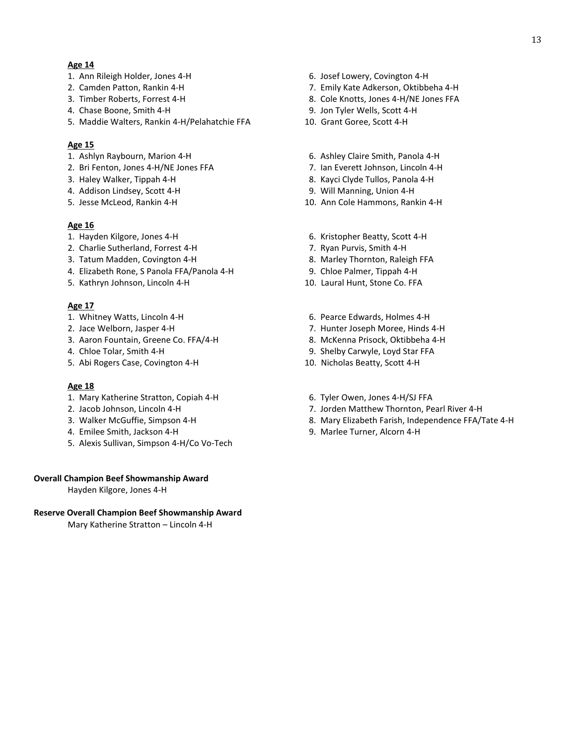**Age 14**

1. Ann Rileigh Holder, Jones 4-H
2. Camden Patton, Rankin 4-H
3. Timber Roberts, Forrest 4-H
4. Chase Boone, Smith 4-H
5. Maddie Walters, Rankin 4-H/Pelahatchie FFA
6. Josef Lowery, Covington 4-H
7. Emily Kate Adkerson, Oktibbeha 4-H
8. Cole Knotts, Jones 4-H/NE Jones FFA
9. Jon Tyler Wells, Scott 4-H
10. Grant Goree, Scott 4-H

**Age 15**

1. Ashlyn Raybourn, Marion 4-H
2. Bri Fenton, Jones 4-H/NE Jones FFA
3. Haley Walker, Tippah 4-H
4. Addison Lindsey, Scott 4-H
5. Jesse McLeod, Rankin 4-H
6. Ashley Claire Smith, Panola 4-H
7. Ian Everett Johnson, Lincoln 4-H
8. Kayci Clyde Tullos, Panola 4-H
9. Will Manning, Union 4-H
10. Ann Cole Hammons, Rankin 4-H

**Age 16**

1. Hayden Kilgore, Jones 4-H
2. Charlie Sutherland, Forrest 4-H
3. Tatum Madden, Covington 4-H
4. Elizabeth Rone, S Panola FFA/Panola 4-H
5. Kathryn Johnson, Lincoln 4-H
6. Kristopher Beatty, Scott 4-H
7. Ryan Purvis, Smith 4-H
8. Marley Thornton, Raleigh FFA
9. Chloe Palmer, Tippah 4-H
10. Laural Hunt, Stone Co. FFA

**Age 17**

1. Whitney Watts, Lincoln 4-H
2. Jace Welborn, Jasper 4-H
3. Aaron Fountain, Greene Co. FFA/4-H
4. Chloe Tolar, Smith 4-H
5. Abi Rogers Case, Covington 4-H
6. Pearce Edwards, Holmes 4-H
7. Hunter Joseph Moree, Hinds 4-H
8. McKenna Prisock, Oktibbeha 4-H
9. Shelby Carwyle, Loyd Star FFA
10. Nicholas Beatty, Scott 4-H

**Age 18**

1. Mary Katherine Stratton, Copiah 4-H
2. Jacob Johnson, Lincoln 4-H
3. Walker McGuffie, Simpson 4-H
4. Emilee Smith, Jackson 4-H
5. Alexis Sullivan, Simpson 4-H/Co Vo-Tech
6. Tyler Owen, Jones 4-H/SJ FFA
7. Jorden Matthew Thornton, Pearl River 4-H
8. Mary Elizabeth Farish, Independence FFA/Tate 4-H
9. Marlee Turner, Alcorn 4-H

**Overall Champion Beef Showmanship Award**

Hayden Kilgore, Jones 4-H

**Reserve Overall Champion Beef Showmanship Award**

Mary Katherine Stratton – Lincoln 4-H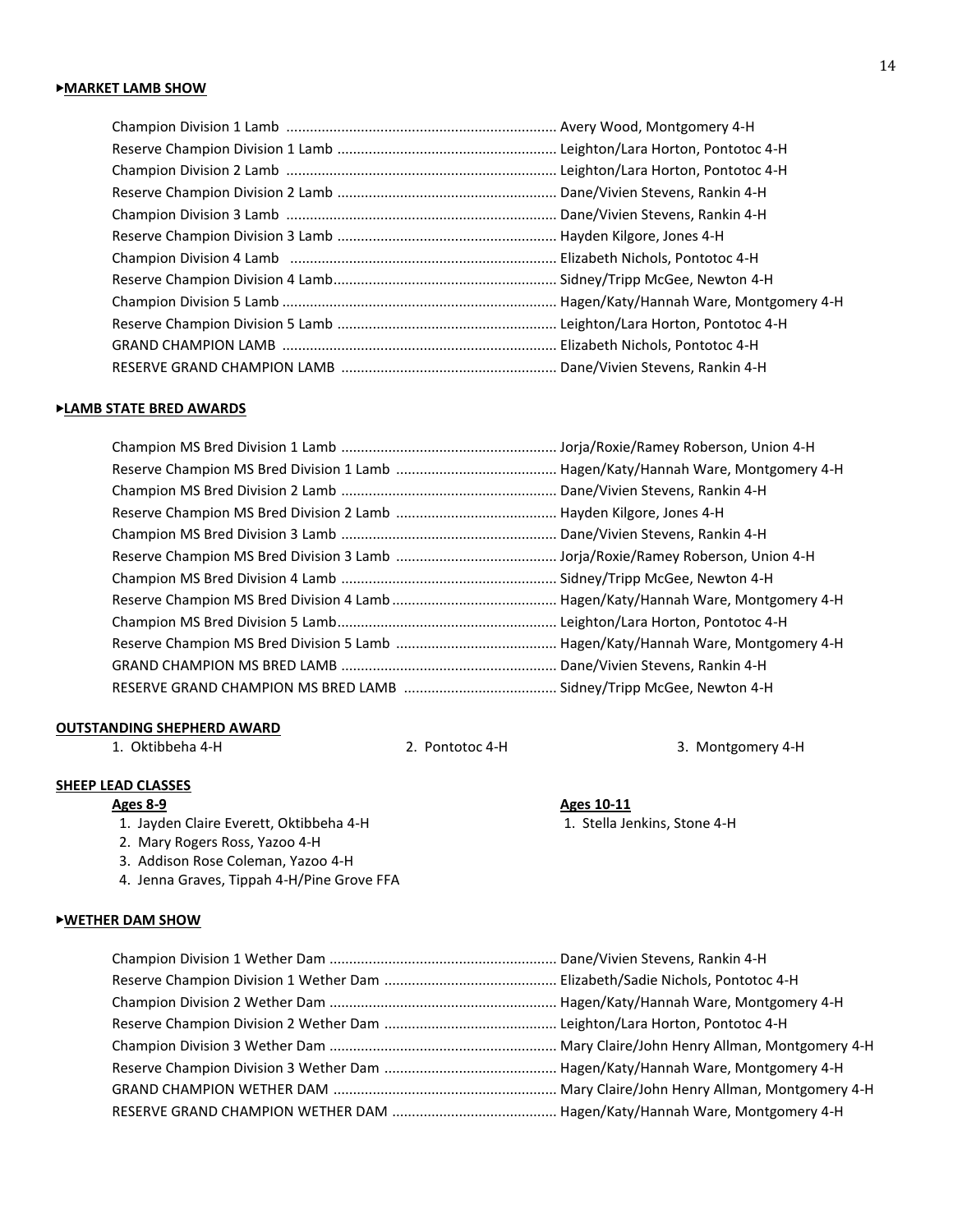## ▸MARKET LAMB SHOW

Champion Division 1 Lamb .................................................................... Avery Wood, Montgomery 4-H
Reserve Champion Division 1 Lamb ........................................................ Leighton/Lara Horton, Pontotoc 4-H
Champion Division 2 Lamb .................................................................... Leighton/Lara Horton, Pontotoc 4-H
Reserve Champion Division 2 Lamb ........................................................ Dane/Vivien Stevens, Rankin 4-H
Champion Division 3 Lamb .................................................................... Dane/Vivien Stevens, Rankin 4-H
Reserve Champion Division 3 Lamb ........................................................ Hayden Kilgore, Jones 4-H
Champion Division 4 Lamb .................................................................... Elizabeth Nichols, Pontotoc 4-H
Reserve Champion Division 4 Lamb......................................................... Sidney/Tripp McGee, Newton 4-H
Champion Division 5 Lamb ..................................................................... Hagen/Katy/Hannah Ware, Montgomery 4-H
Reserve Champion Division 5 Lamb ........................................................ Leighton/Lara Horton, Pontotoc 4-H
GRAND CHAMPION LAMB ...................................................................... Elizabeth Nichols, Pontotoc 4-H
RESERVE GRAND CHAMPION LAMB ....................................................... Dane/Vivien Stevens, Rankin 4-H

## ▸LAMB STATE BRED AWARDS

Champion MS Bred Division 1 Lamb ....................................................... Jorja/Roxie/Ramey Roberson, Union 4-H
Reserve Champion MS Bred Division 1 Lamb ......................................... Hagen/Katy/Hannah Ware, Montgomery 4-H
Champion MS Bred Division 2 Lamb ....................................................... Dane/Vivien Stevens, Rankin 4-H
Reserve Champion MS Bred Division 2 Lamb ......................................... Hayden Kilgore, Jones 4-H
Champion MS Bred Division 3 Lamb ....................................................... Dane/Vivien Stevens, Rankin 4-H
Reserve Champion MS Bred Division 3 Lamb ......................................... Jorja/Roxie/Ramey Roberson, Union 4-H
Champion MS Bred Division 4 Lamb ....................................................... Sidney/Tripp McGee, Newton 4-H
Reserve Champion MS Bred Division 4 Lamb.......................................... Hagen/Katy/Hannah Ware, Montgomery 4-H
Champion MS Bred Division 5 Lamb........................................................ Leighton/Lara Horton, Pontotoc 4-H
Reserve Champion MS Bred Division 5 Lamb ......................................... Hagen/Katy/Hannah Ware, Montgomery 4-H
GRAND CHAMPION MS BRED LAMB ....................................................... Dane/Vivien Stevens, Rankin 4-H
RESERVE GRAND CHAMPION MS BRED LAMB ....................................... Sidney/Tripp McGee, Newton 4-H

## OUTSTANDING SHEPHERD AWARD

1. Oktibbeha 4-H
2. Pontotoc 4-H
3. Montgomery 4-H

## SHEEP LEAD CLASSES

### Ages 8-9

1. Jayden Claire Everett, Oktibbeha 4-H
2. Mary Rogers Ross, Yazoo 4-H
3. Addison Rose Coleman, Yazoo 4-H
4. Jenna Graves, Tippah 4-H/Pine Grove FFA

### Ages 10-11

1. Stella Jenkins, Stone 4-H

## ▸WETHER DAM SHOW

Champion Division 1 Wether Dam .......................................................... Dane/Vivien Stevens, Rankin 4-H
Reserve Champion Division 1 Wether Dam ............................................ Elizabeth/Sadie Nichols, Pontotoc 4-H
Champion Division 2 Wether Dam .......................................................... Hagen/Katy/Hannah Ware, Montgomery 4-H
Reserve Champion Division 2 Wether Dam ............................................ Leighton/Lara Horton, Pontotoc 4-H
Champion Division 3 Wether Dam .......................................................... Mary Claire/John Henry Allman, Montgomery 4-H
Reserve Champion Division 3 Wether Dam ............................................ Hagen/Katy/Hannah Ware, Montgomery 4-H
GRAND CHAMPION WETHER DAM .......................................................... Mary Claire/John Henry Allman, Montgomery 4-H
RESERVE GRAND CHAMPION WETHER DAM .......................................... Hagen/Katy/Hannah Ware, Montgomery 4-H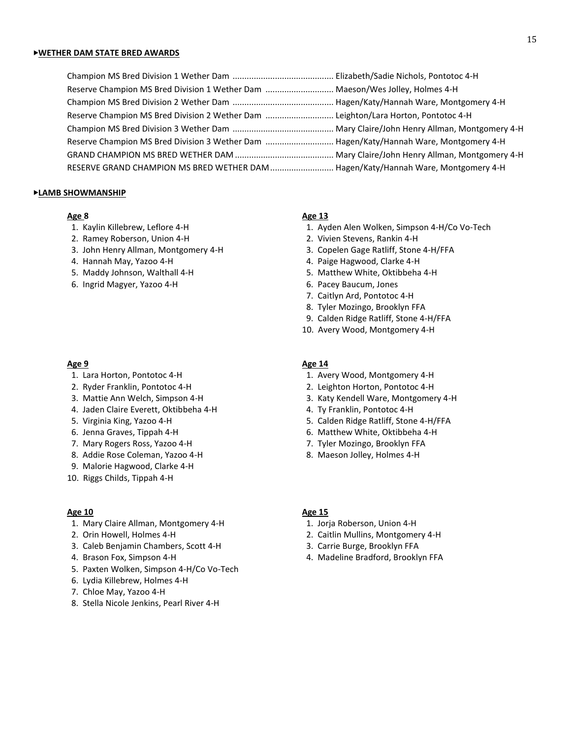**▸WETHER DAM STATE BRED AWARDS**

Champion MS Bred Division 1 Wether Dam ........................................... Elizabeth/Sadie Nichols, Pontotoc 4-H
Reserve Champion MS Bred Division 1 Wether Dam ............................. Maeson/Wes Jolley, Holmes 4-H
Champion MS Bred Division 2 Wether Dam ........................................... Hagen/Katy/Hannah Ware, Montgomery 4-H
Reserve Champion MS Bred Division 2 Wether Dam ............................. Leighton/Lara Horton, Pontotoc 4-H
Champion MS Bred Division 3 Wether Dam ........................................... Mary Claire/John Henry Allman, Montgomery 4-H
Reserve Champion MS Bred Division 3 Wether Dam ............................. Hagen/Katy/Hannah Ware, Montgomery 4-H
GRAND CHAMPION MS BRED WETHER DAM ........................................... Mary Claire/John Henry Allman, Montgomery 4-H
RESERVE GRAND CHAMPION MS BRED WETHER DAM ........................... Hagen/Katy/Hannah Ware, Montgomery 4-H

**▸LAMB SHOWMANSHIP**

**Age 8**

1. Kaylin Killebrew, Leflore 4-H
2. Ramey Roberson, Union 4-H
3. John Henry Allman, Montgomery 4-H
4. Hannah May, Yazoo 4-H
5. Maddy Johnson, Walthall 4-H
6. Ingrid Magyer, Yazoo 4-H

**Age 9**

1. Lara Horton, Pontotoc 4-H
2. Ryder Franklin, Pontotoc 4-H
3. Mattie Ann Welch, Simpson 4-H
4. Jaden Claire Everett, Oktibbeha 4-H
5. Virginia King, Yazoo 4-H
6. Jenna Graves, Tippah 4-H
7. Mary Rogers Ross, Yazoo 4-H
8. Addie Rose Coleman, Yazoo 4-H
9. Malorie Hagwood, Clarke 4-H
10. Riggs Childs, Tippah 4-H

**Age 10**

1. Mary Claire Allman, Montgomery 4-H
2. Orin Howell, Holmes 4-H
3. Caleb Benjamin Chambers, Scott 4-H
4. Brason Fox, Simpson 4-H
5. Paxten Wolken, Simpson 4-H/Co Vo-Tech
6. Lydia Killebrew, Holmes 4-H
7. Chloe May, Yazoo 4-H
8. Stella Nicole Jenkins, Pearl River 4-H

**Age 13**

1. Ayden Alen Wolken, Simpson 4-H/Co Vo-Tech
2. Vivien Stevens, Rankin 4-H
3. Copelen Gage Ratliff, Stone 4-H/FFA
4. Paige Hagwood, Clarke 4-H
5. Matthew White, Oktibbeha 4-H
6. Pacey Baucum, Jones
7. Caitlyn Ard, Pontotoc 4-H
8. Tyler Mozingo, Brooklyn FFA
9. Calden Ridge Ratliff, Stone 4-H/FFA
10. Avery Wood, Montgomery 4-H

**Age 14**

1. Avery Wood, Montgomery 4-H
2. Leighton Horton, Pontotoc 4-H
3. Katy Kendell Ware, Montgomery 4-H
4. Ty Franklin, Pontotoc 4-H
5. Calden Ridge Ratliff, Stone 4-H/FFA
6. Matthew White, Oktibbeha 4-H
7. Tyler Mozingo, Brooklyn FFA
8. Maeson Jolley, Holmes 4-H

**Age 15**

1. Jorja Roberson, Union 4-H
2. Caitlin Mullins, Montgomery 4-H
3. Carrie Burge, Brooklyn FFA
4. Madeline Bradford, Brooklyn FFA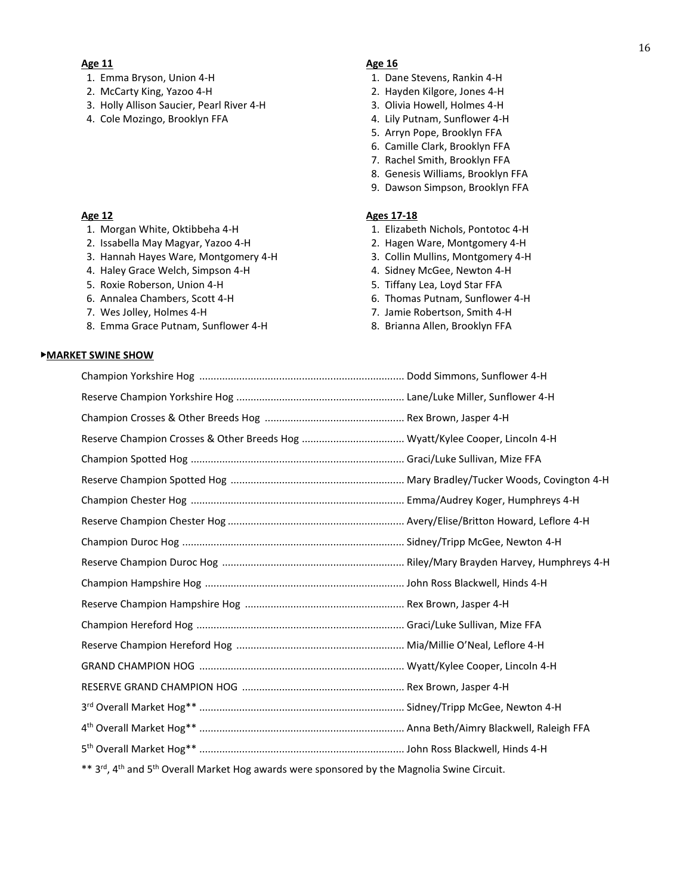**Age 11**

1. Emma Bryson, Union 4-H
2. McCarty King, Yazoo 4-H
3. Holly Allison Saucier, Pearl River 4-H
4. Cole Mozingo, Brooklyn FFA

**Age 12**

1. Morgan White, Oktibbeha 4-H
2. Issabella May Magyar, Yazoo 4-H
3. Hannah Hayes Ware, Montgomery 4-H
4. Haley Grace Welch, Simpson 4-H
5. Roxie Roberson, Union 4-H
6. Annalea Chambers, Scott 4-H
7. Wes Jolley, Holmes 4-H
8. Emma Grace Putnam, Sunflower 4-H

**Age 16**

1. Dane Stevens, Rankin 4-H
2. Hayden Kilgore, Jones 4-H
3. Olivia Howell, Holmes 4-H
4. Lily Putnam, Sunflower 4-H
5. Arryn Pope, Brooklyn FFA
6. Camille Clark, Brooklyn FFA
7. Rachel Smith, Brooklyn FFA
8. Genesis Williams, Brooklyn FFA
9. Dawson Simpson, Brooklyn FFA

**Ages 17-18**

1. Elizabeth Nichols, Pontotoc 4-H
2. Hagen Ware, Montgomery 4-H
3. Collin Mullins, Montgomery 4-H
4. Sidney McGee, Newton 4-H
5. Tiffany Lea, Loyd Star FFA
6. Thomas Putnam, Sunflower 4-H
7. Jamie Robertson, Smith 4-H
8. Brianna Allen, Brooklyn FFA

▶**MARKET SWINE SHOW**

Champion Yorkshire Hog ........................................................................ Dodd Simmons, Sunflower 4-H

Reserve Champion Yorkshire Hog ........................................................... Lane/Luke Miller, Sunflower 4-H

Champion Crosses & Other Breeds Hog ................................................. Rex Brown, Jasper 4-H

Reserve Champion Crosses & Other Breeds Hog .................................... Wyatt/Kylee Cooper, Lincoln 4-H

Champion Spotted Hog ........................................................................... Graci/Luke Sullivan, Mize FFA

Reserve Champion Spotted Hog ............................................................. Mary Bradley/Tucker Woods, Covington 4-H

Champion Chester Hog ........................................................................... Emma/Audrey Koger, Humphreys 4-H

Reserve Champion Chester Hog .............................................................. Avery/Elise/Britton Howard, Leflore 4-H

Champion Duroc Hog .............................................................................. Sidney/Tripp McGee, Newton 4-H

Reserve Champion Duroc Hog ................................................................ Riley/Mary Brayden Harvey, Humphreys 4-H

Champion Hampshire Hog ...................................................................... John Ross Blackwell, Hinds 4-H

Reserve Champion Hampshire Hog ........................................................ Rex Brown, Jasper 4-H

Champion Hereford Hog ......................................................................... Graci/Luke Sullivan, Mize FFA

Reserve Champion Hereford Hog ........................................................... Mia/Millie O'Neal, Leflore 4-H

GRAND CHAMPION HOG ........................................................................ Wyatt/Kylee Cooper, Lincoln 4-H

RESERVE GRAND CHAMPION HOG ......................................................... Rex Brown, Jasper 4-H

3rd Overall Market Hog** ........................................................................ Sidney/Tripp McGee, Newton 4-H

4th Overall Market Hog** ........................................................................ Anna Beth/Aimry Blackwell, Raleigh FFA

5th Overall Market Hog** ........................................................................ John Ross Blackwell, Hinds 4-H

** 3rd, 4th and 5th Overall Market Hog awards were sponsored by the Magnolia Swine Circuit.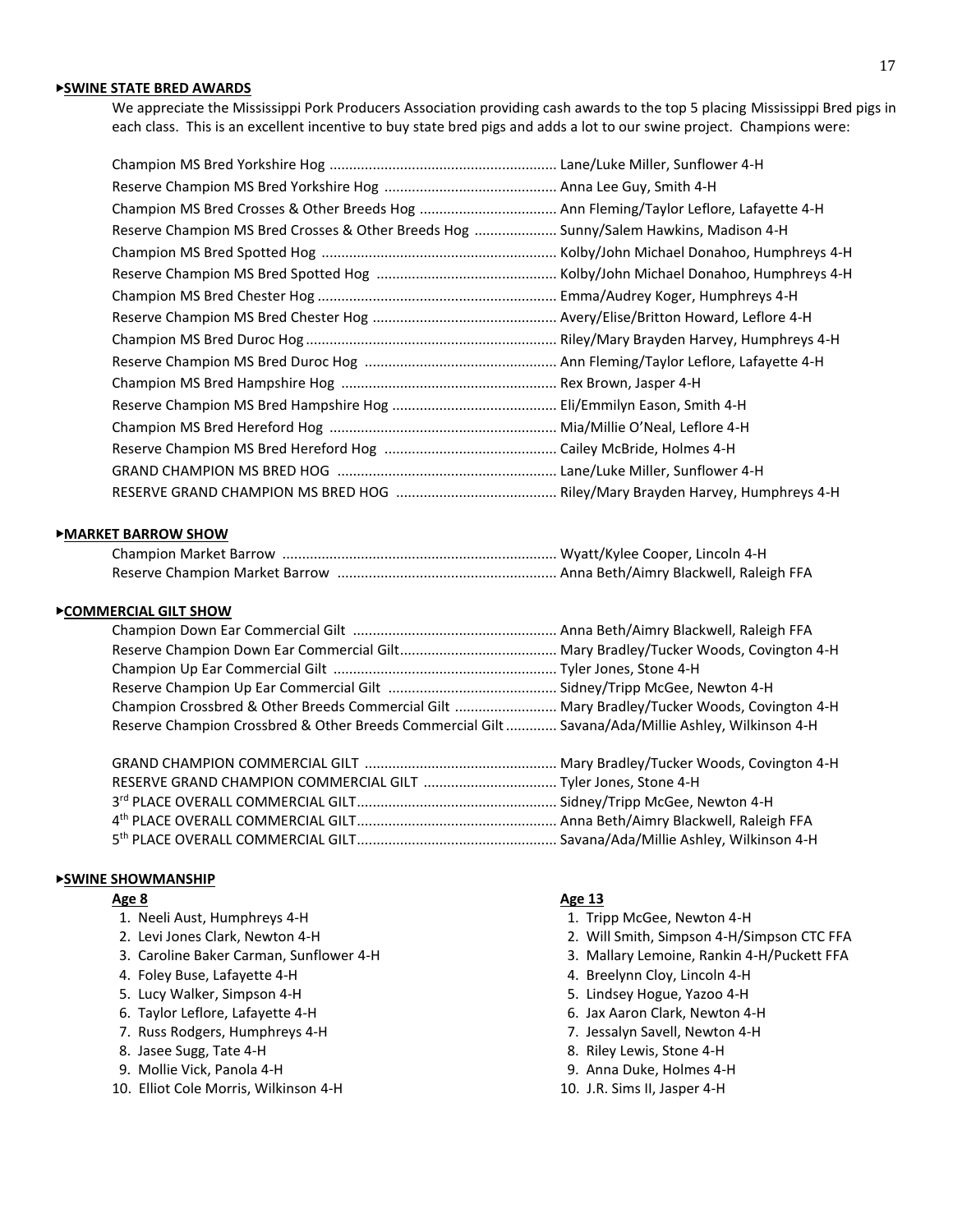## ▸SWINE STATE BRED AWARDS

We appreciate the Mississippi Pork Producers Association providing cash awards to the top 5 placing Mississippi Bred pigs in each class. This is an excellent incentive to buy state bred pigs and adds a lot to our swine project. Champions were:

Champion MS Bred Yorkshire Hog ......................................................... Lane/Luke Miller, Sunflower 4-H
Reserve Champion MS Bred Yorkshire Hog ........................................... Anna Lee Guy, Smith 4-H
Champion MS Bred Crosses & Other Breeds Hog .................................. Ann Fleming/Taylor Leflore, Lafayette 4-H
Reserve Champion MS Bred Crosses & Other Breeds Hog .................... Sunny/Salem Hawkins, Madison 4-H
Champion MS Bred Spotted Hog ........................................................... Kolby/John Michael Donahoo, Humphreys 4-H
Reserve Champion MS Bred Spotted Hog ............................................. Kolby/John Michael Donahoo, Humphreys 4-H
Champion MS Bred Chester Hog ............................................................ Emma/Audrey Koger, Humphreys 4-H
Reserve Champion MS Bred Chester Hog .............................................. Avery/Elise/Britton Howard, Leflore 4-H
Champion MS Bred Duroc Hog ............................................................... Riley/Mary Brayden Harvey, Humphreys 4-H
Reserve Champion MS Bred Duroc Hog ................................................. Ann Fleming/Taylor Leflore, Lafayette 4-H
Champion MS Bred Hampshire Hog ...................................................... Rex Brown, Jasper 4-H
Reserve Champion MS Bred Hampshire Hog .......................................... Eli/Emmilyn Eason, Smith 4-H
Champion MS Bred Hereford Hog .......................................................... Mia/Millie O'Neal, Leflore 4-H
Reserve Champion MS Bred Hereford Hog ............................................ Cailey McBride, Holmes 4-H
GRAND CHAMPION MS BRED HOG ....................................................... Lane/Luke Miller, Sunflower 4-H
RESERVE GRAND CHAMPION MS BRED HOG ......................................... Riley/Mary Brayden Harvey, Humphreys 4-H

## ▸MARKET BARROW SHOW

Champion Market Barrow ..................................................................... Wyatt/Kylee Cooper, Lincoln 4-H
Reserve Champion Market Barrow ........................................................ Anna Beth/Aimry Blackwell, Raleigh FFA

## ▸COMMERCIAL GILT SHOW

Champion Down Ear Commercial Gilt .................................................... Anna Beth/Aimry Blackwell, Raleigh FFA
Reserve Champion Down Ear Commercial Gilt........................................ Mary Bradley/Tucker Woods, Covington 4-H
Champion Up Ear Commercial Gilt ......................................................... Tyler Jones, Stone 4-H
Reserve Champion Up Ear Commercial Gilt ........................................... Sidney/Tripp McGee, Newton 4-H
Champion Crossbred & Other Breeds Commercial Gilt .......................... Mary Bradley/Tucker Woods, Covington 4-H
Reserve Champion Crossbred & Other Breeds Commercial Gilt ............. Savana/Ada/Millie Ashley, Wilkinson 4-H

GRAND CHAMPION COMMERCIAL GILT ................................................. Mary Bradley/Tucker Woods, Covington 4-H
RESERVE GRAND CHAMPION COMMERCIAL GILT .................................. Tyler Jones, Stone 4-H
3rd PLACE OVERALL COMMERCIAL GILT.................................................. Sidney/Tripp McGee, Newton 4-H
4th PLACE OVERALL COMMERCIAL GILT.................................................. Anna Beth/Aimry Blackwell, Raleigh FFA
5th PLACE OVERALL COMMERCIAL GILT.................................................. Savana/Ada/Millie Ashley, Wilkinson 4-H

## ▸SWINE SHOWMANSHIP

### Age 8

1. Neeli Aust, Humphreys 4-H
2. Levi Jones Clark, Newton 4-H
3. Caroline Baker Carman, Sunflower 4-H
4. Foley Buse, Lafayette 4-H
5. Lucy Walker, Simpson 4-H
6. Taylor Leflore, Lafayette 4-H
7. Russ Rodgers, Humphreys 4-H
8. Jasee Sugg, Tate 4-H
9. Mollie Vick, Panola 4-H
10. Elliot Cole Morris, Wilkinson 4-H

### Age 13

1. Tripp McGee, Newton 4-H
2. Will Smith, Simpson 4-H/Simpson CTC FFA
3. Mallary Lemoine, Rankin 4-H/Puckett FFA
4. Breelynn Cloy, Lincoln 4-H
5. Lindsey Hogue, Yazoo 4-H
6. Jax Aaron Clark, Newton 4-H
7. Jessalyn Savell, Newton 4-H
8. Riley Lewis, Stone 4-H
9. Anna Duke, Holmes 4-H
10. J.R. Sims II, Jasper 4-H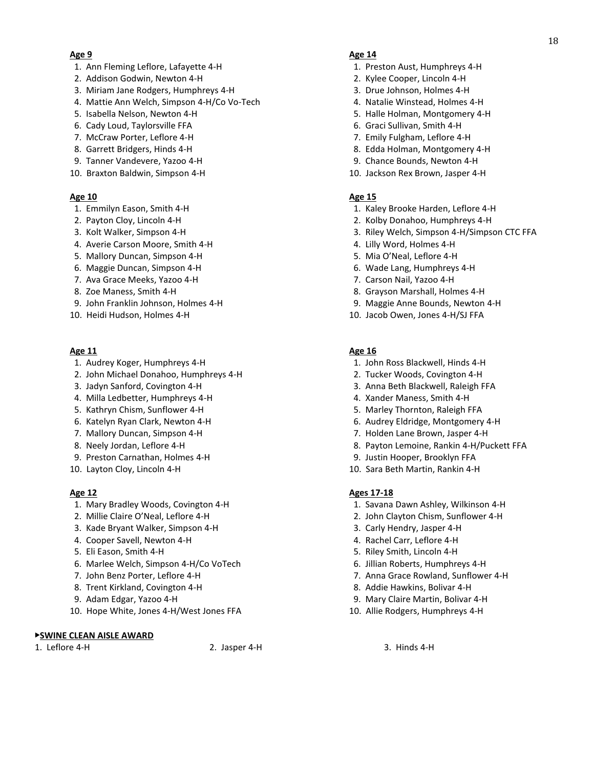**Age 9**

1. Ann Fleming Leflore, Lafayette 4-H
2. Addison Godwin, Newton 4-H
3. Miriam Jane Rodgers, Humphreys 4-H
4. Mattie Ann Welch, Simpson 4-H/Co Vo-Tech
5. Isabella Nelson, Newton 4-H
6. Cady Loud, Taylorsville FFA
7. McCraw Porter, Leflore 4-H
8. Garrett Bridgers, Hinds 4-H
9. Tanner Vandevere, Yazoo 4-H
10. Braxton Baldwin, Simpson 4-H

**Age 10**

1. Emmilyn Eason, Smith 4-H
2. Payton Cloy, Lincoln 4-H
3. Kolt Walker, Simpson 4-H
4. Averie Carson Moore, Smith 4-H
5. Mallory Duncan, Simpson 4-H
6. Maggie Duncan, Simpson 4-H
7. Ava Grace Meeks, Yazoo 4-H
8. Zoe Maness, Smith 4-H
9. John Franklin Johnson, Holmes 4-H
10. Heidi Hudson, Holmes 4-H

**Age 11**

1. Audrey Koger, Humphreys 4-H
2. John Michael Donahoo, Humphreys 4-H
3. Jadyn Sanford, Covington 4-H
4. Milla Ledbetter, Humphreys 4-H
5. Kathryn Chism, Sunflower 4-H
6. Katelyn Ryan Clark, Newton 4-H
7. Mallory Duncan, Simpson 4-H
8. Neely Jordan, Leflore 4-H
9. Preston Carnathan, Holmes 4-H
10. Layton Cloy, Lincoln 4-H

**Age 12**

1. Mary Bradley Woods, Covington 4-H
2. Millie Claire O'Neal, Leflore 4-H
3. Kade Bryant Walker, Simpson 4-H
4. Cooper Savell, Newton 4-H
5. Eli Eason, Smith 4-H
6. Marlee Welch, Simpson 4-H/Co VoTech
7. John Benz Porter, Leflore 4-H
8. Trent Kirkland, Covington 4-H
9. Adam Edgar, Yazoo 4-H
10. Hope White, Jones 4-H/West Jones FFA

**Age 14**

1. Preston Aust, Humphreys 4-H
2. Kylee Cooper, Lincoln 4-H
3. Drue Johnson, Holmes 4-H
4. Natalie Winstead, Holmes 4-H
5. Halle Holman, Montgomery 4-H
6. Graci Sullivan, Smith 4-H
7. Emily Fulgham, Leflore 4-H
8. Edda Holman, Montgomery 4-H
9. Chance Bounds, Newton 4-H
10. Jackson Rex Brown, Jasper 4-H

**Age 15**

1. Kaley Brooke Harden, Leflore 4-H
2. Kolby Donahoo, Humphreys 4-H
3. Riley Welch, Simpson 4-H/Simpson CTC FFA
4. Lilly Word, Holmes 4-H
5. Mia O'Neal, Leflore 4-H
6. Wade Lang, Humphreys 4-H
7. Carson Nail, Yazoo 4-H
8. Grayson Marshall, Holmes 4-H
9. Maggie Anne Bounds, Newton 4-H
10. Jacob Owen, Jones 4-H/SJ FFA

**Age 16**

1. John Ross Blackwell, Hinds 4-H
2. Tucker Woods, Covington 4-H
3. Anna Beth Blackwell, Raleigh FFA
4. Xander Maness, Smith 4-H
5. Marley Thornton, Raleigh FFA
6. Audrey Eldridge, Montgomery 4-H
7. Holden Lane Brown, Jasper 4-H
8. Payton Lemoine, Rankin 4-H/Puckett FFA
9. Justin Hooper, Brooklyn FFA
10. Sara Beth Martin, Rankin 4-H

**Ages 17-18**

1. Savana Dawn Ashley, Wilkinson 4-H
2. John Clayton Chism, Sunflower 4-H
3. Carly Hendry, Jasper 4-H
4. Rachel Carr, Leflore 4-H
5. Riley Smith, Lincoln 4-H
6. Jillian Roberts, Humphreys 4-H
7. Anna Grace Rowland, Sunflower 4-H
8. Addie Hawkins, Bolivar 4-H
9. Mary Claire Martin, Bolivar 4-H
10. Allie Rodgers, Humphreys 4-H

**▸SWINE CLEAN AISLE AWARD**

1. Leflore 4-H
2. Jasper 4-H
3. Hinds 4-H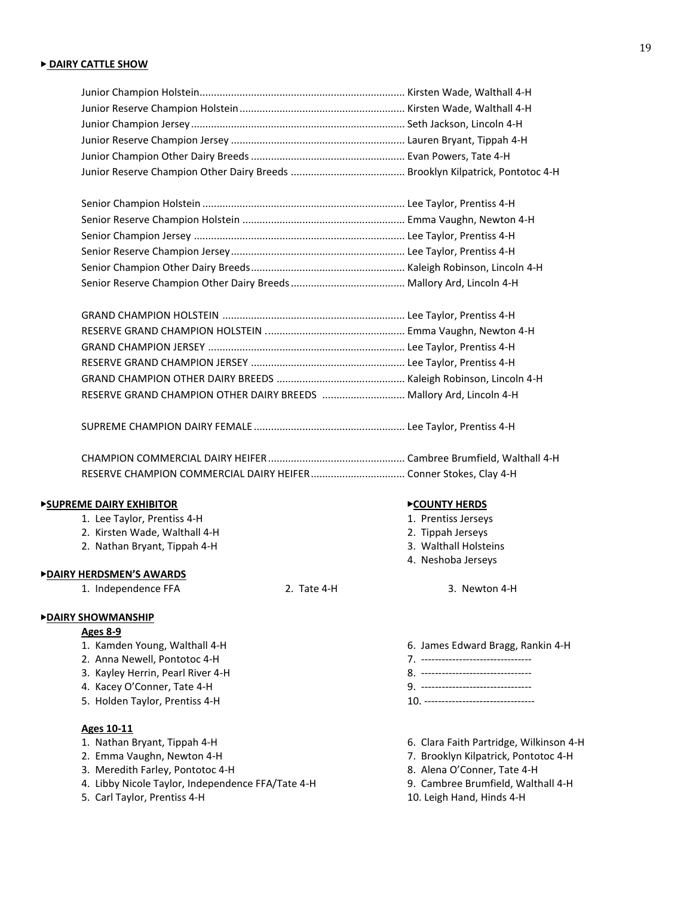## ▶ DAIRY CATTLE SHOW

Junior Champion Holstein ........................................................................ Kirsten Wade, Walthall 4-H
Junior Reserve Champion Holstein ......................................................... Kirsten Wade, Walthall 4-H
Junior Champion Jersey .......................................................................... Seth Jackson, Lincoln 4-H
Junior Reserve Champion Jersey ............................................................ Lauren Bryant, Tippah 4-H
Junior Champion Other Dairy Breeds ..................................................... Evan Powers, Tate 4-H
Junior Reserve Champion Other Dairy Breeds ....................................... Brooklyn Kilpatrick, Pontotoc 4-H

Senior Champion Holstein ...................................................................... Lee Taylor, Prentiss 4-H
Senior Reserve Champion Holstein ........................................................ Emma Vaughn, Newton 4-H
Senior Champion Jersey ......................................................................... Lee Taylor, Prentiss 4-H
Senior Reserve Champion Jersey ............................................................ Lee Taylor, Prentiss 4-H
Senior Champion Other Dairy Breeds ..................................................... Kaleigh Robinson, Lincoln 4-H
Senior Reserve Champion Other Dairy Breeds ....................................... Mallory Ard, Lincoln 4-H

GRAND CHAMPION HOLSTEIN ............................................................... Lee Taylor, Prentiss 4-H
RESERVE GRAND CHAMPION HOLSTEIN ................................................ Emma Vaughn, Newton 4-H
GRAND CHAMPION JERSEY .................................................................... Lee Taylor, Prentiss 4-H
RESERVE GRAND CHAMPION JERSEY ..................................................... Lee Taylor, Prentiss 4-H
GRAND CHAMPION OTHER DAIRY BREEDS ............................................ Kaleigh Robinson, Lincoln 4-H
RESERVE GRAND CHAMPION OTHER DAIRY BREEDS ............................ Mallory Ard, Lincoln 4-H

SUPREME CHAMPION DAIRY FEMALE .................................................... Lee Taylor, Prentiss 4-H

CHAMPION COMMERCIAL DAIRY HEIFER ............................................... Cambree Brumfield, Walthall 4-H
RESERVE CHAMPION COMMERCIAL DAIRY HEIFER ................................ Conner Stokes, Clay 4-H

### ▶SUPREME DAIRY EXHIBITOR

1. Lee Taylor, Prentiss 4-H
2. Kirsten Wade, Walthall 4-H
2. Nathan Bryant, Tippah 4-H

### ▶COUNTY HERDS

1. Prentiss Jerseys
2. Tippah Jerseys
3. Walthall Holsteins
4. Neshoba Jerseys

### ▶DAIRY HERDSMEN'S AWARDS

1. Independence FFA
2. Tate 4-H
3. Newton 4-H

### ▶DAIRY SHOWMANSHIP

**Ages 8-9**

1. Kamden Young, Walthall 4-H
2. Anna Newell, Pontotoc 4-H
3. Kayley Herrin, Pearl River 4-H
4. Kacey O'Conner, Tate 4-H
5. Holden Taylor, Prentiss 4-H
6. James Edward Bragg, Rankin 4-H
7. --------------------------------
8. --------------------------------
9. --------------------------------
10. --------------------------------

**Ages 10-11**

1. Nathan Bryant, Tippah 4-H
2. Emma Vaughn, Newton 4-H
3. Meredith Farley, Pontotoc 4-H
4. Libby Nicole Taylor, Independence FFA/Tate 4-H
5. Carl Taylor, Prentiss 4-H
6. Clara Faith Partridge, Wilkinson 4-H
7. Brooklyn Kilpatrick, Pontotoc 4-H
8. Alena O'Conner, Tate 4-H
9. Cambree Brumfield, Walthall 4-H
10. Leigh Hand, Hinds 4-H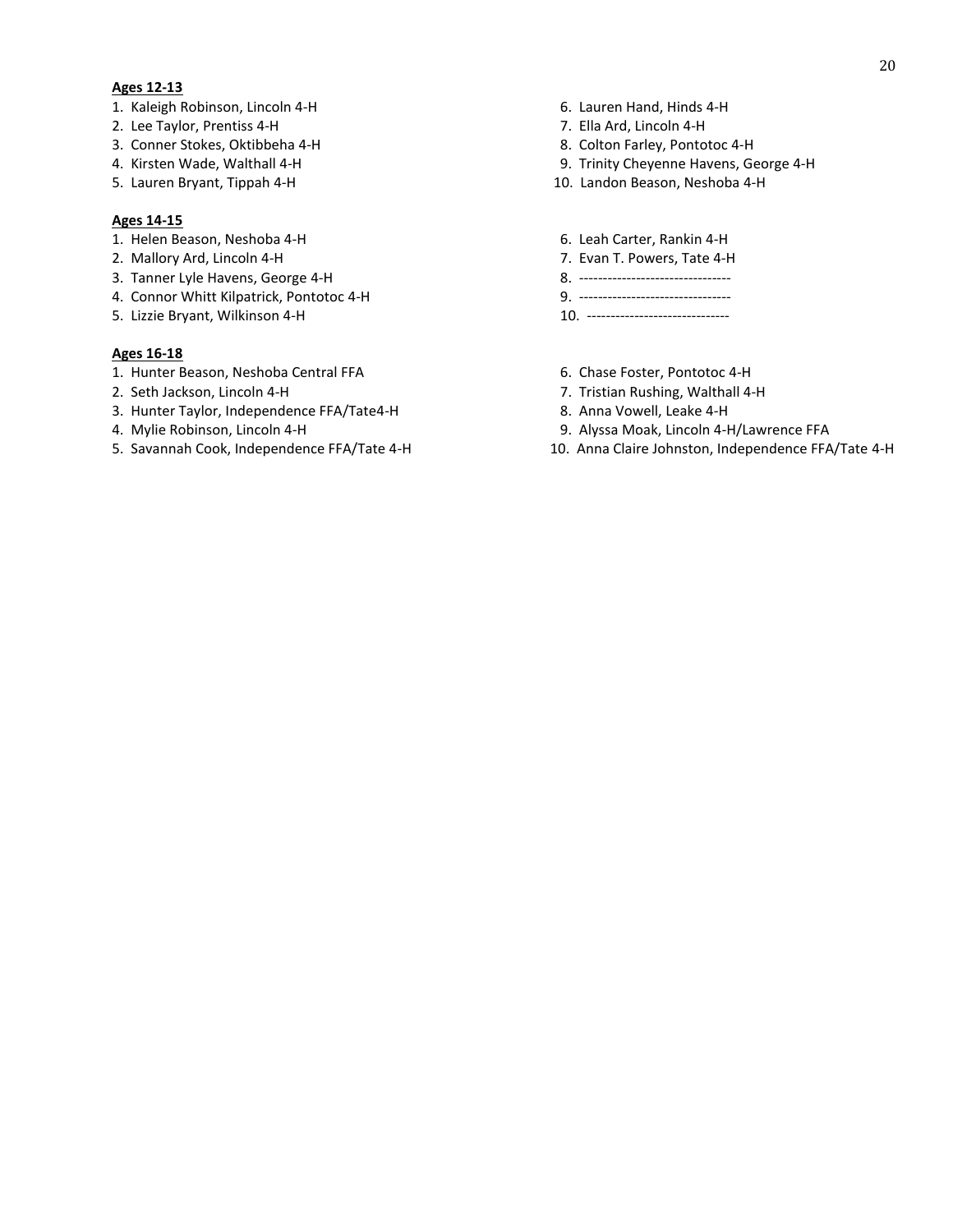**Ages 12-13**

1. Kaleigh Robinson, Lincoln 4-H
2. Lee Taylor, Prentiss 4-H
3. Conner Stokes, Oktibbeha 4-H
4. Kirsten Wade, Walthall 4-H
5. Lauren Bryant, Tippah 4-H
6. Lauren Hand, Hinds 4-H
7. Ella Ard, Lincoln 4-H
8. Colton Farley, Pontotoc 4-H
9. Trinity Cheyenne Havens, George 4-H
10. Landon Beason, Neshoba 4-H

**Ages 14-15**

1. Helen Beason, Neshoba 4-H
2. Mallory Ard, Lincoln 4-H
3. Tanner Lyle Havens, George 4-H
4. Connor Whitt Kilpatrick, Pontotoc 4-H
5. Lizzie Bryant, Wilkinson 4-H
6. Leah Carter, Rankin 4-H
7. Evan T. Powers, Tate 4-H
8. --------------------------------
9. --------------------------------
10. ------------------------------

**Ages 16-18**

1. Hunter Beason, Neshoba Central FFA
2. Seth Jackson, Lincoln 4-H
3. Hunter Taylor, Independence FFA/Tate4-H
4. Mylie Robinson, Lincoln 4-H
5. Savannah Cook, Independence FFA/Tate 4-H
6. Chase Foster, Pontotoc 4-H
7. Tristian Rushing, Walthall 4-H
8. Anna Vowell, Leake 4-H
9. Alyssa Moak, Lincoln 4-H/Lawrence FFA
10. Anna Claire Johnston, Independence FFA/Tate 4-H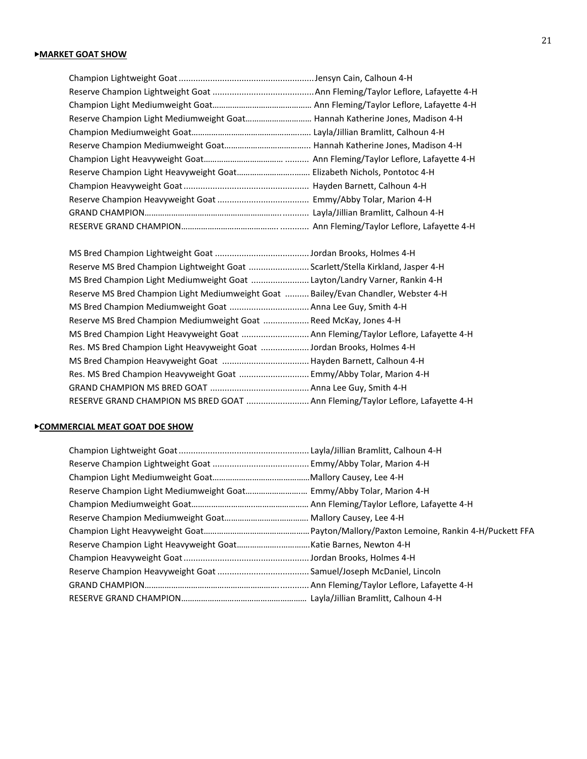**▸MARKET GOAT SHOW**

Champion Lightweight Goat ........................................................Jensyn Cain, Calhoun 4-H
Reserve Champion Lightweight Goat ..........................................Ann Fleming/Taylor Leflore, Lafayette 4-H
Champion Light Mediumweight Goat............................................ Ann Fleming/Taylor Leflore, Lafayette 4-H
Reserve Champion Light Mediumweight Goat............................. Hannah Katherine Jones, Madison 4-H
Champion Mediumweight Goat..................................................... Layla/Jillian Bramlitt, Calhoun 4-H
Reserve Champion Mediumweight Goat...................................... Hannah Katherine Jones, Madison 4-H
Champion Light Heavyweight Goat.................................. .......... Ann Fleming/Taylor Leflore, Lafayette 4-H
Reserve Champion Light Heavyweight Goat................................ Elizabeth Nichols, Pontotoc 4-H
Champion Heavyweight Goat .................................................... Hayden Barnett, Calhoun 4-H
Reserve Champion Heavyweight Goat ...................................... Emmy/Abby Tolar, Marion 4-H
GRAND CHAMPION.......................................................... .......... Layla/Jillian Bramlitt, Calhoun 4-H
RESERVE GRAND CHAMPION.......................................... ........... Ann Fleming/Taylor Leflore, Lafayette 4-H

MS Bred Champion Lightweight Goat .......................................Jordan Brooks, Holmes 4-H
Reserve MS Bred Champion Lightweight Goat .........................Scarlett/Stella Kirkland, Jasper 4-H
MS Bred Champion Light Mediumweight Goat ........................Layton/Landry Varner, Rankin 4-H
Reserve MS Bred Champion Light Mediumweight Goat ..........Bailey/Evan Chandler, Webster 4-H
MS Bred Champion Mediumweight Goat .................................Anna Lee Guy, Smith 4-H
Reserve MS Bred Champion Mediumweight Goat ...................Reed McKay, Jones 4-H
MS Bred Champion Light Heavyweight Goat ............................Ann Fleming/Taylor Leflore, Lafayette 4-H
Res. MS Bred Champion Light Heavyweight Goat ....................Jordan Brooks, Holmes 4-H
MS Bred Champion Heavyweight Goat ....................................Hayden Barnett, Calhoun 4-H
Res. MS Bred Champion Heavyweight Goat .............................Emmy/Abby Tolar, Marion 4-H
GRAND CHAMPION MS BRED GOAT .........................................Anna Lee Guy, Smith 4-H
RESERVE GRAND CHAMPION MS BRED GOAT ..........................Ann Fleming/Taylor Leflore, Lafayette 4-H

**▸COMMERCIAL MEAT GOAT DOE SHOW**

Champion Lightweight Goat ......................................................Layla/Jillian Bramlitt, Calhoun 4-H
Reserve Champion Lightweight Goat ........................................Emmy/Abby Tolar, Marion 4-H
Champion Light Mediumweight Goat...........................................Mallory Causey, Lee 4-H
Reserve Champion Light Mediumweight Goat............................ Emmy/Abby Tolar, Marion 4-H
Champion Mediumweight Goat.....................................................Ann Fleming/Taylor Leflore, Lafayette 4-H
Reserve Champion Mediumweight Goat...................................... Mallory Causey, Lee 4-H
Champion Light Heavyweight Goat...............................................Payton/Mallory/Paxton Lemoine, Rankin 4-H/Puckett FFA
Reserve Champion Light Heavyweight Goat.................................Katie Barnes, Newton 4-H
Champion Heavyweight Goat ....................................................Jordan Brooks, Holmes 4-H
Reserve Champion Heavyweight Goat ......................................Samuel/Joseph McDaniel, Lincoln
GRAND CHAMPION.......................................................... ...........Ann Fleming/Taylor Leflore, Lafayette 4-H
RESERVE GRAND CHAMPION........................................................ Layla/Jillian Bramlitt, Calhoun 4-H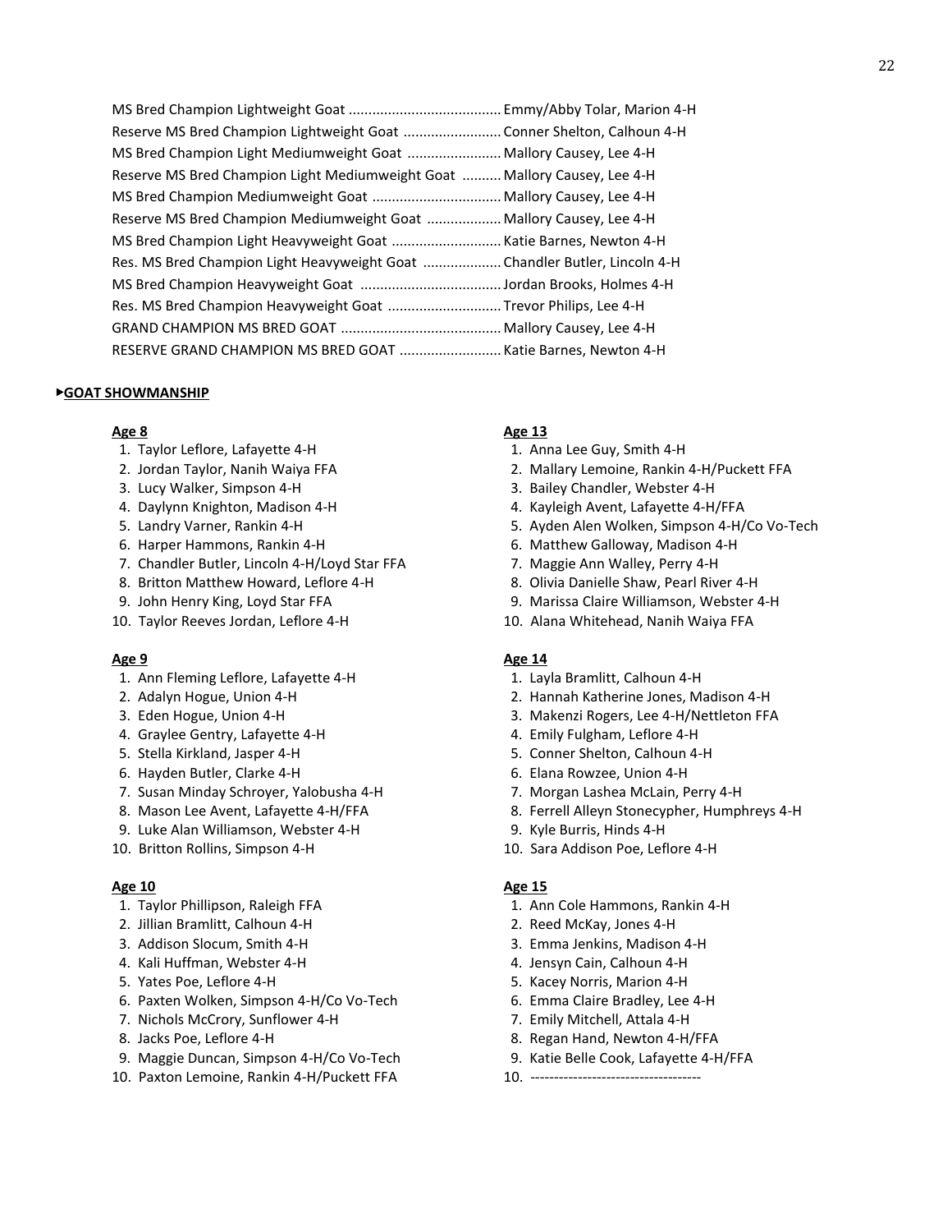MS Bred Champion Lightweight Goat ....................................... Emmy/Abby Tolar, Marion 4-H
Reserve MS Bred Champion Lightweight Goat ......................... Conner Shelton, Calhoun 4-H
MS Bred Champion Light Mediumweight Goat ........................ Mallory Causey, Lee 4-H
Reserve MS Bred Champion Light Mediumweight Goat .......... Mallory Causey, Lee 4-H
MS Bred Champion Mediumweight Goat ................................ Mallory Causey, Lee 4-H
Reserve MS Bred Champion Mediumweight Goat ................... Mallory Causey, Lee 4-H
MS Bred Champion Light Heavyweight Goat ............................ Katie Barnes, Newton 4-H
Res. MS Bred Champion Light Heavyweight Goat .................... Chandler Butler, Lincoln 4-H
MS Bred Champion Heavyweight Goat .................................... Jordan Brooks, Holmes 4-H
Res. MS Bred Champion Heavyweight Goat ............................. Trevor Philips, Lee 4-H
GRAND CHAMPION MS BRED GOAT ......................................... Mallory Causey, Lee 4-H
RESERVE GRAND CHAMPION MS BRED GOAT .......................... Katie Barnes, Newton 4-H

## ▸GOAT SHOWMANSHIP

**Age 8**

1. Taylor Leflore, Lafayette 4-H
2. Jordan Taylor, Nanih Waiya FFA
3. Lucy Walker, Simpson 4-H
4. Daylynn Knighton, Madison 4-H
5. Landry Varner, Rankin 4-H
6. Harper Hammons, Rankin 4-H
7. Chandler Butler, Lincoln 4-H/Loyd Star FFA
8. Britton Matthew Howard, Leflore 4-H
9. John Henry King, Loyd Star FFA
10. Taylor Reeves Jordan, Leflore 4-H

**Age 9**

1. Ann Fleming Leflore, Lafayette 4-H
2. Adalyn Hogue, Union 4-H
3. Eden Hogue, Union 4-H
4. Graylee Gentry, Lafayette 4-H
5. Stella Kirkland, Jasper 4-H
6. Hayden Butler, Clarke 4-H
7. Susan Minday Schroyer, Yalobusha 4-H
8. Mason Lee Avent, Lafayette 4-H/FFA
9. Luke Alan Williamson, Webster 4-H
10. Britton Rollins, Simpson 4-H

**Age 10**

1. Taylor Phillipson, Raleigh FFA
2. Jillian Bramlitt, Calhoun 4-H
3. Addison Slocum, Smith 4-H
4. Kali Huffman, Webster 4-H
5. Yates Poe, Leflore 4-H
6. Paxten Wolken, Simpson 4-H/Co Vo-Tech
7. Nichols McCrory, Sunflower 4-H
8. Jacks Poe, Leflore 4-H
9. Maggie Duncan, Simpson 4-H/Co Vo-Tech
10. Paxton Lemoine, Rankin 4-H/Puckett FFA

**Age 13**

1. Anna Lee Guy, Smith 4-H
2. Mallary Lemoine, Rankin 4-H/Puckett FFA
3. Bailey Chandler, Webster 4-H
4. Kayleigh Avent, Lafayette 4-H/FFA
5. Ayden Alen Wolken, Simpson 4-H/Co Vo-Tech
6. Matthew Galloway, Madison 4-H
7. Maggie Ann Walley, Perry 4-H
8. Olivia Danielle Shaw, Pearl River 4-H
9. Marissa Claire Williamson, Webster 4-H
10. Alana Whitehead, Nanih Waiya FFA

**Age 14**

1. Layla Bramlitt, Calhoun 4-H
2. Hannah Katherine Jones, Madison 4-H
3. Makenzi Rogers, Lee 4-H/Nettleton FFA
4. Emily Fulgham, Leflore 4-H
5. Conner Shelton, Calhoun 4-H
6. Elana Rowzee, Union 4-H
7. Morgan Lashea McLain, Perry 4-H
8. Ferrell Alleyn Stonecypher, Humphreys 4-H
9. Kyle Burris, Hinds 4-H
10. Sara Addison Poe, Leflore 4-H

**Age 15**

1. Ann Cole Hammons, Rankin 4-H
2. Reed McKay, Jones 4-H
3. Emma Jenkins, Madison 4-H
4. Jensyn Cain, Calhoun 4-H
5. Kacey Norris, Marion 4-H
6. Emma Claire Bradley, Lee 4-H
7. Emily Mitchell, Attala 4-H
8. Regan Hand, Newton 4-H/FFA
9. Katie Belle Cook, Lafayette 4-H/FFA
10. ------------------------------------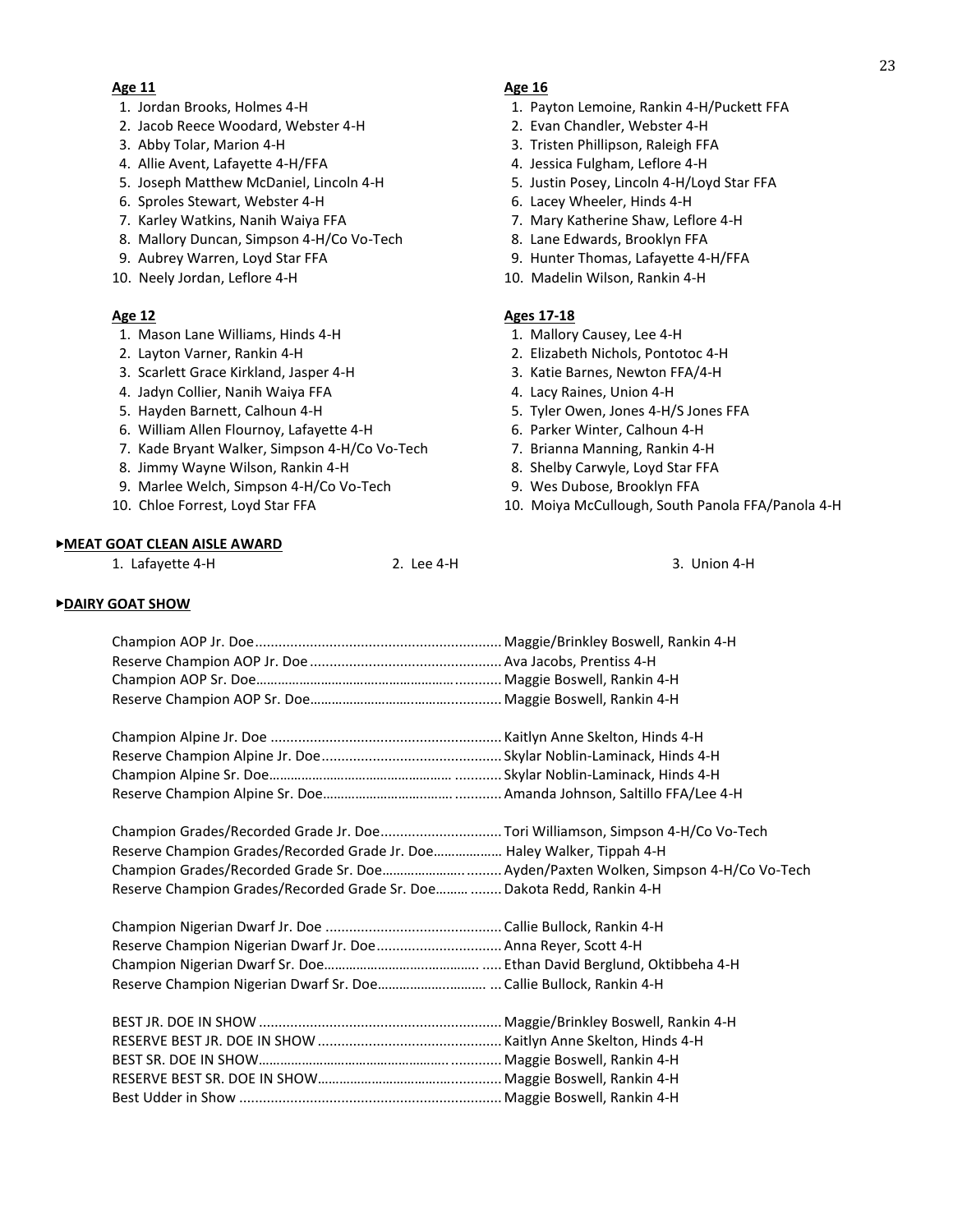**Age 11**

1. Jordan Brooks, Holmes 4-H
2. Jacob Reece Woodard, Webster 4-H
3. Abby Tolar, Marion 4-H
4. Allie Avent, Lafayette 4-H/FFA
5. Joseph Matthew McDaniel, Lincoln 4-H
6. Sproles Stewart, Webster 4-H
7. Karley Watkins, Nanih Waiya FFA
8. Mallory Duncan, Simpson 4-H/Co Vo-Tech
9. Aubrey Warren, Loyd Star FFA
10. Neely Jordan, Leflore 4-H

**Age 12**

1. Mason Lane Williams, Hinds 4-H
2. Layton Varner, Rankin 4-H
3. Scarlett Grace Kirkland, Jasper 4-H
4. Jadyn Collier, Nanih Waiya FFA
5. Hayden Barnett, Calhoun 4-H
6. William Allen Flournoy, Lafayette 4-H
7. Kade Bryant Walker, Simpson 4-H/Co Vo-Tech
8. Jimmy Wayne Wilson, Rankin 4-H
9. Marlee Welch, Simpson 4-H/Co Vo-Tech
10. Chloe Forrest, Loyd Star FFA

**Age 16**

1. Payton Lemoine, Rankin 4-H/Puckett FFA
2. Evan Chandler, Webster 4-H
3. Tristen Phillipson, Raleigh FFA
4. Jessica Fulgham, Leflore 4-H
5. Justin Posey, Lincoln 4-H/Loyd Star FFA
6. Lacey Wheeler, Hinds 4-H
7. Mary Katherine Shaw, Leflore 4-H
8. Lane Edwards, Brooklyn FFA
9. Hunter Thomas, Lafayette 4-H/FFA
10. Madelin Wilson, Rankin 4-H

**Ages 17-18**

1. Mallory Causey, Lee 4-H
2. Elizabeth Nichols, Pontotoc 4-H
3. Katie Barnes, Newton FFA/4-H
4. Lacy Raines, Union 4-H
5. Tyler Owen, Jones 4-H/S Jones FFA
6. Parker Winter, Calhoun 4-H
7. Brianna Manning, Rankin 4-H
8. Shelby Carwyle, Loyd Star FFA
9. Wes Dubose, Brooklyn FFA
10. Moiya McCullough, South Panola FFA/Panola 4-H

**▸MEAT GOAT CLEAN AISLE AWARD**

1. Lafayette 4-H  2. Lee 4-H  3. Union 4-H

**▸DAIRY GOAT SHOW**

Champion AOP Jr. Doe .......... Maggie/Brinkley Boswell, Rankin 4-H
Reserve Champion AOP Jr. Doe .......... Ava Jacobs, Prentiss 4-H
Champion AOP Sr. Doe .......... Maggie Boswell, Rankin 4-H
Reserve Champion AOP Sr. Doe .......... Maggie Boswell, Rankin 4-H

Champion Alpine Jr. Doe .......... Kaitlyn Anne Skelton, Hinds 4-H
Reserve Champion Alpine Jr. Doe .......... Skylar Noblin-Laminack, Hinds 4-H
Champion Alpine Sr. Doe .......... Skylar Noblin-Laminack, Hinds 4-H
Reserve Champion Alpine Sr. Doe .......... Amanda Johnson, Saltillo FFA/Lee 4-H

Champion Grades/Recorded Grade Jr. Doe .......... Tori Williamson, Simpson 4-H/Co Vo-Tech
Reserve Champion Grades/Recorded Grade Jr. Doe .......... Haley Walker, Tippah 4-H
Champion Grades/Recorded Grade Sr. Doe .......... Ayden/Paxten Wolken, Simpson 4-H/Co Vo-Tech
Reserve Champion Grades/Recorded Grade Sr. Doe .......... Dakota Redd, Rankin 4-H

Champion Nigerian Dwarf Jr. Doe .......... Callie Bullock, Rankin 4-H
Reserve Champion Nigerian Dwarf Jr. Doe .......... Anna Reyer, Scott 4-H
Champion Nigerian Dwarf Sr. Doe .......... Ethan David Berglund, Oktibbeha 4-H
Reserve Champion Nigerian Dwarf Sr. Doe .......... Callie Bullock, Rankin 4-H

BEST JR. DOE IN SHOW .......... Maggie/Brinkley Boswell, Rankin 4-H
RESERVE BEST JR. DOE IN SHOW .......... Kaitlyn Anne Skelton, Hinds 4-H
BEST SR. DOE IN SHOW .......... Maggie Boswell, Rankin 4-H
RESERVE BEST SR. DOE IN SHOW .......... Maggie Boswell, Rankin 4-H
Best Udder in Show .......... Maggie Boswell, Rankin 4-H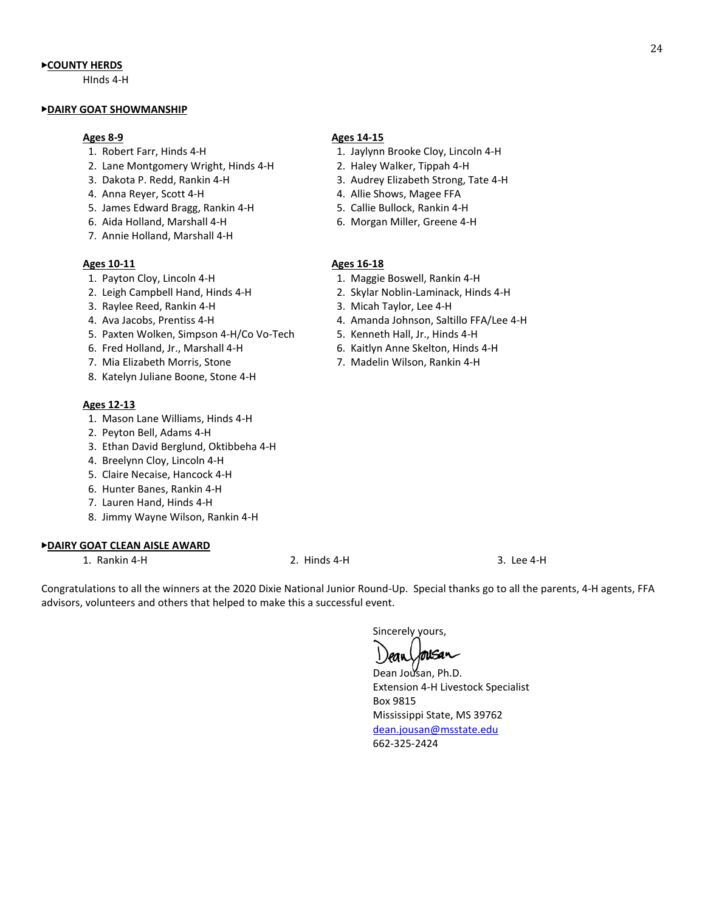**▶COUNTY HERDS**

HInds 4-H

**▶DAIRY GOAT SHOWMANSHIP**

**Ages 8-9**

1. Robert Farr, Hinds 4-H
2. Lane Montgomery Wright, Hinds 4-H
3. Dakota P. Redd, Rankin 4-H
4. Anna Reyer, Scott 4-H
5. James Edward Bragg, Rankin 4-H
6. Aida Holland, Marshall 4-H
7. Annie Holland, Marshall 4-H

**Ages 10-11**

1. Payton Cloy, Lincoln 4-H
2. Leigh Campbell Hand, Hinds 4-H
3. Raylee Reed, Rankin 4-H
4. Ava Jacobs, Prentiss 4-H
5. Paxten Wolken, Simpson 4-H/Co Vo-Tech
6. Fred Holland, Jr., Marshall 4-H
7. Mia Elizabeth Morris, Stone
8. Katelyn Juliane Boone, Stone 4-H

**Ages 12-13**

1. Mason Lane Williams, Hinds 4-H
2. Peyton Bell, Adams 4-H
3. Ethan David Berglund, Oktibbeha 4-H
4. Breelynn Cloy, Lincoln 4-H
5. Claire Necaise, Hancock 4-H
6. Hunter Banes, Rankin 4-H
7. Lauren Hand, Hinds 4-H
8. Jimmy Wayne Wilson, Rankin 4-H

**Ages 14-15**

1. Jaylynn Brooke Cloy, Lincoln 4-H
2. Haley Walker, Tippah 4-H
3. Audrey Elizabeth Strong, Tate 4-H
4. Allie Shows, Magee FFA
5. Callie Bullock, Rankin 4-H
6. Morgan Miller, Greene 4-H

**Ages 16-18**

1. Maggie Boswell, Rankin 4-H
2. Skylar Noblin-Laminack, Hinds 4-H
3. Micah Taylor, Lee 4-H
4. Amanda Johnson, Saltillo FFA/Lee 4-H
5. Kenneth Hall, Jr., Hinds 4-H
6. Kaitlyn Anne Skelton, Hinds 4-H
7. Madelin Wilson, Rankin 4-H

**▶DAIRY GOAT CLEAN AISLE AWARD**

1. Rankin 4-H
2. Hinds 4-H
3. Lee 4-H

Congratulations to all the winners at the 2020 Dixie National Junior Round-Up. Special thanks go to all the parents, 4-H agents, FFA advisors, volunteers and others that helped to make this a successful event.

Sincerely yours,

Dean Jousan

Dean Jousan, Ph.D.
Extension 4-H Livestock Specialist
Box 9815
Mississippi State, MS 39762
dean.jousan@msstate.edu
662-325-2424